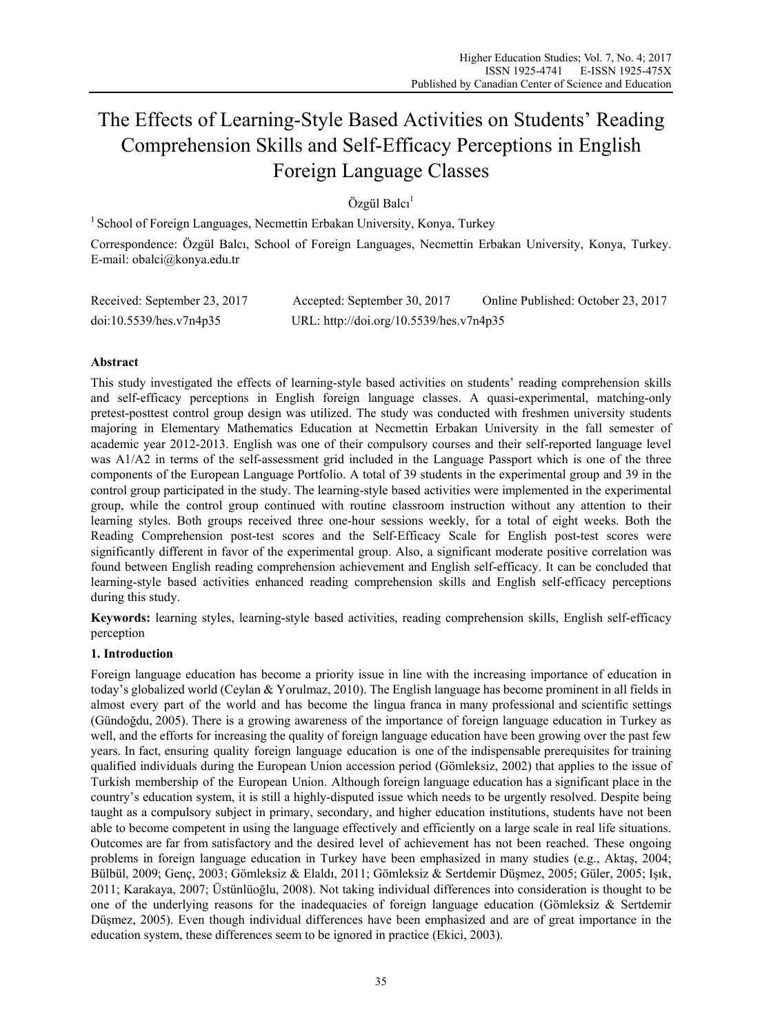# The Effects of Learning-Style Based Activities on Students' Reading Comprehension Skills and Self-Efficacy Perceptions in English Foreign Language Classes

Özgül Balcı[1]

[1] School of Foreign Languages, Necmettin Erbakan University, Konya, Turkey

Correspondence: Özgül Balcı, School of Foreign Languages, Necmettin Erbakan University, Konya, Turkey. E-mail: obalci@konya.edu.tr

Received: September 23, 2017 Accepted: September 30, 2017 Online Published: October 23, 2017

doi:10.5539/hes.v7n4p35 URL: http://doi.org/10.5539/hes.v7n4p35

## Abstract

This study investigated the effects of learning-style based activities on students' reading comprehension skills and self-efficacy perceptions in English foreign language classes. A quasi-experimental, matching-only pretest-posttest control group design was utilized. The study was conducted with freshmen university students majoring in Elementary Mathematics Education at Necmettin Erbakan University in the fall semester of academic year 2012-2013. English was one of their compulsory courses and their self-reported language level was A1/A2 in terms of the self-assessment grid included in the Language Passport which is one of the three components of the European Language Portfolio. A total of 39 students in the experimental group and 39 in the control group participated in the study. The learning-style based activities were implemented in the experimental group, while the control group continued with routine classroom instruction without any attention to their learning styles. Both groups received three one-hour sessions weekly, for a total of eight weeks. Both the Reading Comprehension post-test scores and the Self-Efficacy Scale for English post-test scores were significantly different in favor of the experimental group. Also, a significant moderate positive correlation was found between English reading comprehension achievement and English self-efficacy. It can be concluded that learning-style based activities enhanced reading comprehension skills and English self-efficacy perceptions during this study.

**Keywords:** learning styles, learning-style based activities, reading comprehension skills, English self-efficacy perception

## 1. Introduction

Foreign language education has become a priority issue in line with the increasing importance of education in today's globalized world (Ceylan & Yorulmaz, 2010). The English language has become prominent in all fields in almost every part of the world and has become the lingua franca in many professional and scientific settings (Gündoğdu, 2005). There is a growing awareness of the importance of foreign language education in Turkey as well, and the efforts for increasing the quality of foreign language education have been growing over the past few years. In fact, ensuring quality foreign language education is one of the indispensable prerequisites for training qualified individuals during the European Union accession period (Gömleksiz, 2002) that applies to the issue of Turkish membership of the European Union. Although foreign language education has a significant place in the country's education system, it is still a highly-disputed issue which needs to be urgently resolved. Despite being taught as a compulsory subject in primary, secondary, and higher education institutions, students have not been able to become competent in using the language effectively and efficiently on a large scale in real life situations. Outcomes are far from satisfactory and the desired level of achievement has not been reached. These ongoing problems in foreign language education in Turkey have been emphasized in many studies (e.g., Aktaş, 2004; Bülbül, 2009; Genç, 2003; Gömleksiz & Elaldı, 2011; Gömleksiz & Sertdemir Düşmez, 2005; Güler, 2005; Işık, 2011; Karakaya, 2007; Üstünlüoğlu, 2008). Not taking individual differences into consideration is thought to be one of the underlying reasons for the inadequacies of foreign language education (Gömleksiz & Sertdemir Düşmez, 2005). Even though individual differences have been emphasized and are of great importance in the education system, these differences seem to be ignored in practice (Ekici, 2003).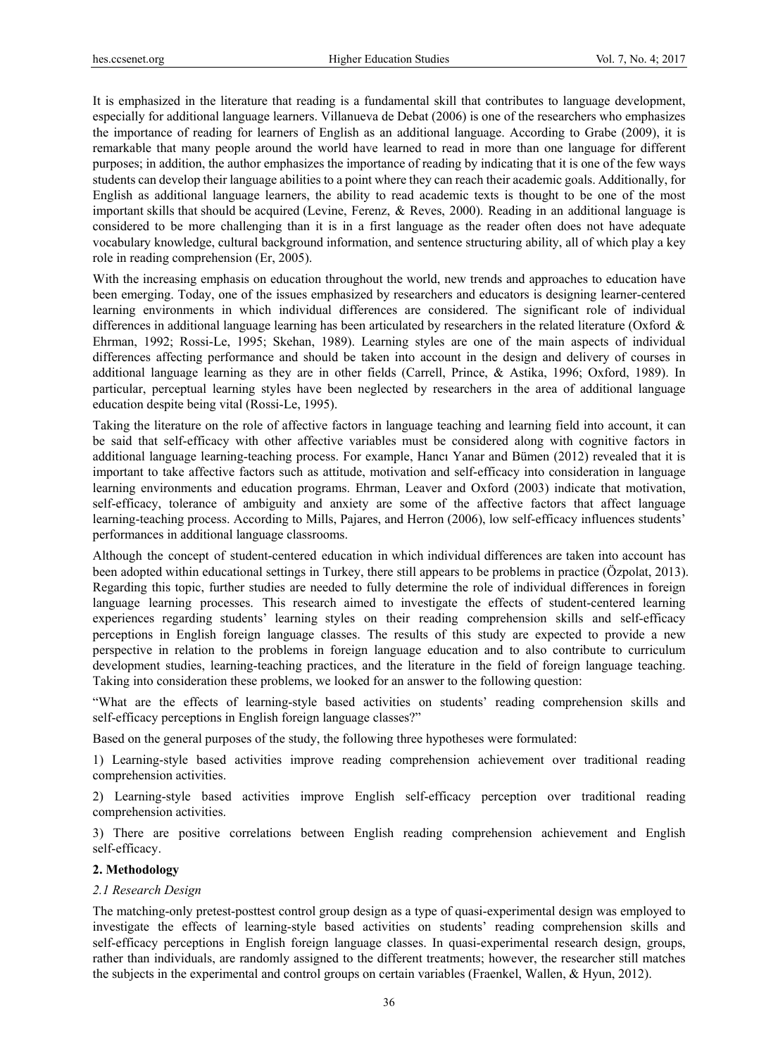It is emphasized in the literature that reading is a fundamental skill that contributes to language development, especially for additional language learners. Villanueva de Debat (2006) is one of the researchers who emphasizes the importance of reading for learners of English as an additional language. According to Grabe (2009), it is remarkable that many people around the world have learned to read in more than one language for different purposes; in addition, the author emphasizes the importance of reading by indicating that it is one of the few ways students can develop their language abilities to a point where they can reach their academic goals. Additionally, for English as additional language learners, the ability to read academic texts is thought to be one of the most important skills that should be acquired (Levine, Ferenz, & Reves, 2000). Reading in an additional language is considered to be more challenging than it is in a first language as the reader often does not have adequate vocabulary knowledge, cultural background information, and sentence structuring ability, all of which play a key role in reading comprehension (Er, 2005).

With the increasing emphasis on education throughout the world, new trends and approaches to education have been emerging. Today, one of the issues emphasized by researchers and educators is designing learner-centered learning environments in which individual differences are considered. The significant role of individual differences in additional language learning has been articulated by researchers in the related literature (Oxford & Ehrman, 1992; Rossi-Le, 1995; Skehan, 1989). Learning styles are one of the main aspects of individual differences affecting performance and should be taken into account in the design and delivery of courses in additional language learning as they are in other fields (Carrell, Prince, & Astika, 1996; Oxford, 1989). In particular, perceptual learning styles have been neglected by researchers in the area of additional language education despite being vital (Rossi-Le, 1995).

Taking the literature on the role of affective factors in language teaching and learning field into account, it can be said that self-efficacy with other affective variables must be considered along with cognitive factors in additional language learning-teaching process. For example, Hancı Yanar and Bümen (2012) revealed that it is important to take affective factors such as attitude, motivation and self-efficacy into consideration in language learning environments and education programs. Ehrman, Leaver and Oxford (2003) indicate that motivation, self-efficacy, tolerance of ambiguity and anxiety are some of the affective factors that affect language learning-teaching process. According to Mills, Pajares, and Herron (2006), low self-efficacy influences students' performances in additional language classrooms.

Although the concept of student-centered education in which individual differences are taken into account has been adopted within educational settings in Turkey, there still appears to be problems in practice (Özpolat, 2013). Regarding this topic, further studies are needed to fully determine the role of individual differences in foreign language learning processes. This research aimed to investigate the effects of student-centered learning experiences regarding students' learning styles on their reading comprehension skills and self-efficacy perceptions in English foreign language classes. The results of this study are expected to provide a new perspective in relation to the problems in foreign language education and to also contribute to curriculum development studies, learning-teaching practices, and the literature in the field of foreign language teaching. Taking into consideration these problems, we looked for an answer to the following question:

"What are the effects of learning-style based activities on students' reading comprehension skills and self-efficacy perceptions in English foreign language classes?"

Based on the general purposes of the study, the following three hypotheses were formulated:

1) Learning-style based activities improve reading comprehension achievement over traditional reading comprehension activities.

2) Learning-style based activities improve English self-efficacy perception over traditional reading comprehension activities.

3) There are positive correlations between English reading comprehension achievement and English self-efficacy.

## 2. Methodology

### *2.1 Research Design*

The matching-only pretest-posttest control group design as a type of quasi-experimental design was employed to investigate the effects of learning-style based activities on students' reading comprehension skills and self-efficacy perceptions in English foreign language classes. In quasi-experimental research design, groups, rather than individuals, are randomly assigned to the different treatments; however, the researcher still matches the subjects in the experimental and control groups on certain variables (Fraenkel, Wallen, & Hyun, 2012).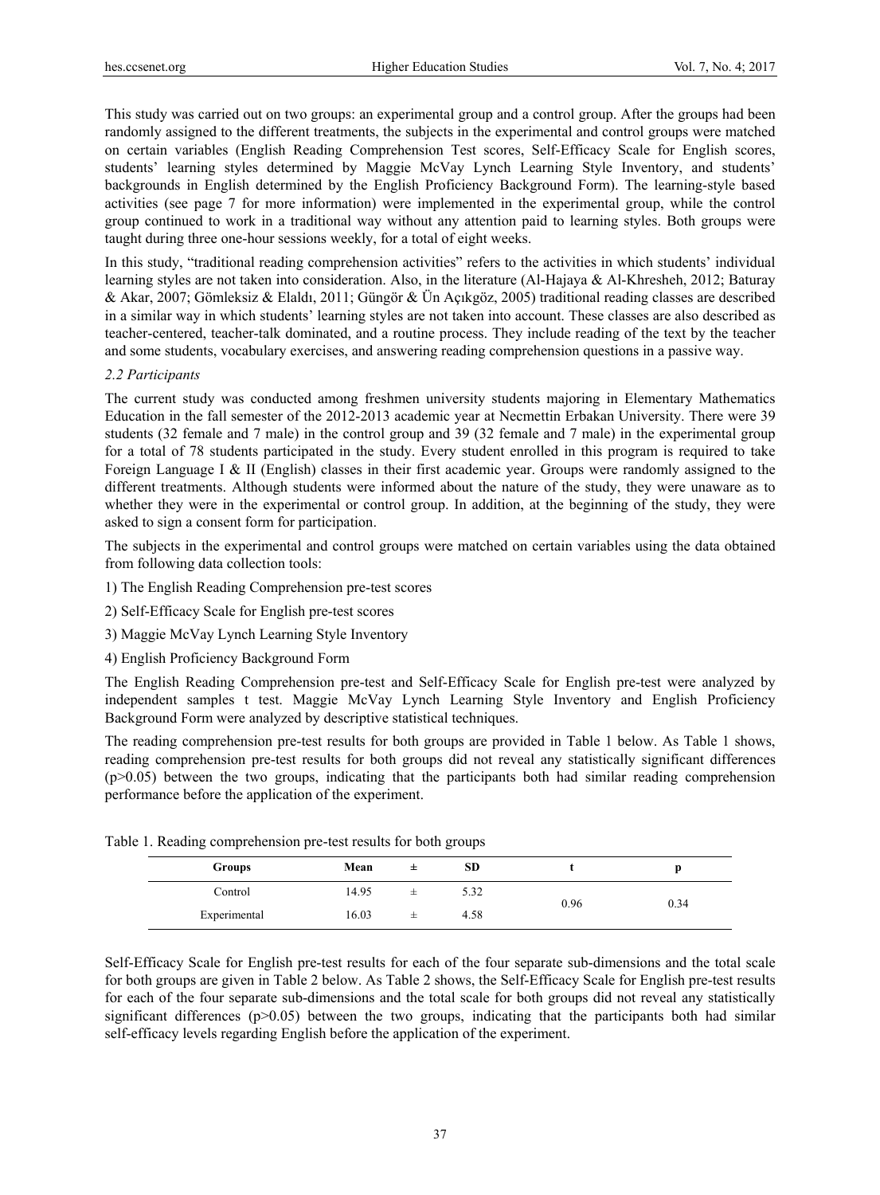This study was carried out on two groups: an experimental group and a control group. After the groups had been randomly assigned to the different treatments, the subjects in the experimental and control groups were matched on certain variables (English Reading Comprehension Test scores, Self-Efficacy Scale for English scores, students' learning styles determined by Maggie McVay Lynch Learning Style Inventory, and students' backgrounds in English determined by the English Proficiency Background Form). The learning-style based activities (see page 7 for more information) were implemented in the experimental group, while the control group continued to work in a traditional way without any attention paid to learning styles. Both groups were taught during three one-hour sessions weekly, for a total of eight weeks.

In this study, "traditional reading comprehension activities" refers to the activities in which students' individual learning styles are not taken into consideration. Also, in the literature (Al-Hajaya & Al-Khresheh, 2012; Baturay & Akar, 2007; Gömleksiz & Elaldı, 2011; Güngör & Ün Açıkgöz, 2005) traditional reading classes are described in a similar way in which students' learning styles are not taken into account. These classes are also described as teacher-centered, teacher-talk dominated, and a routine process. They include reading of the text by the teacher and some students, vocabulary exercises, and answering reading comprehension questions in a passive way.

### *2.2 Participants*

The current study was conducted among freshmen university students majoring in Elementary Mathematics Education in the fall semester of the 2012-2013 academic year at Necmettin Erbakan University. There were 39 students (32 female and 7 male) in the control group and 39 (32 female and 7 male) in the experimental group for a total of 78 students participated in the study. Every student enrolled in this program is required to take Foreign Language I & II (English) classes in their first academic year. Groups were randomly assigned to the different treatments. Although students were informed about the nature of the study, they were unaware as to whether they were in the experimental or control group. In addition, at the beginning of the study, they were asked to sign a consent form for participation.

The subjects in the experimental and control groups were matched on certain variables using the data obtained from following data collection tools:

1) The English Reading Comprehension pre-test scores

2) Self-Efficacy Scale for English pre-test scores

3) Maggie McVay Lynch Learning Style Inventory

4) English Proficiency Background Form

The English Reading Comprehension pre-test and Self-Efficacy Scale for English pre-test were analyzed by independent samples t test. Maggie McVay Lynch Learning Style Inventory and English Proficiency Background Form were analyzed by descriptive statistical techniques.

The reading comprehension pre-test results for both groups are provided in Table 1 below. As Table 1 shows, reading comprehension pre-test results for both groups did not reveal any statistically significant differences ($p>0.05$) between the two groups, indicating that the participants both had similar reading comprehension performance before the application of the experiment.

Table 1. Reading comprehension pre-test results for both groups

| Groups | Mean | ± | SD | t | p |
|---|---|---|---|---|---|
| Control | 14.95 | ± | 5.32 | 0.96 | 0.34 |
| Experimental | 16.03 | ± | 4.58 | | |

Self-Efficacy Scale for English pre-test results for each of the four separate sub-dimensions and the total scale for both groups are given in Table 2 below. As Table 2 shows, the Self-Efficacy Scale for English pre-test results for each of the four separate sub-dimensions and the total scale for both groups did not reveal any statistically significant differences ($p>0.05$) between the two groups, indicating that the participants both had similar self-efficacy levels regarding English before the application of the experiment.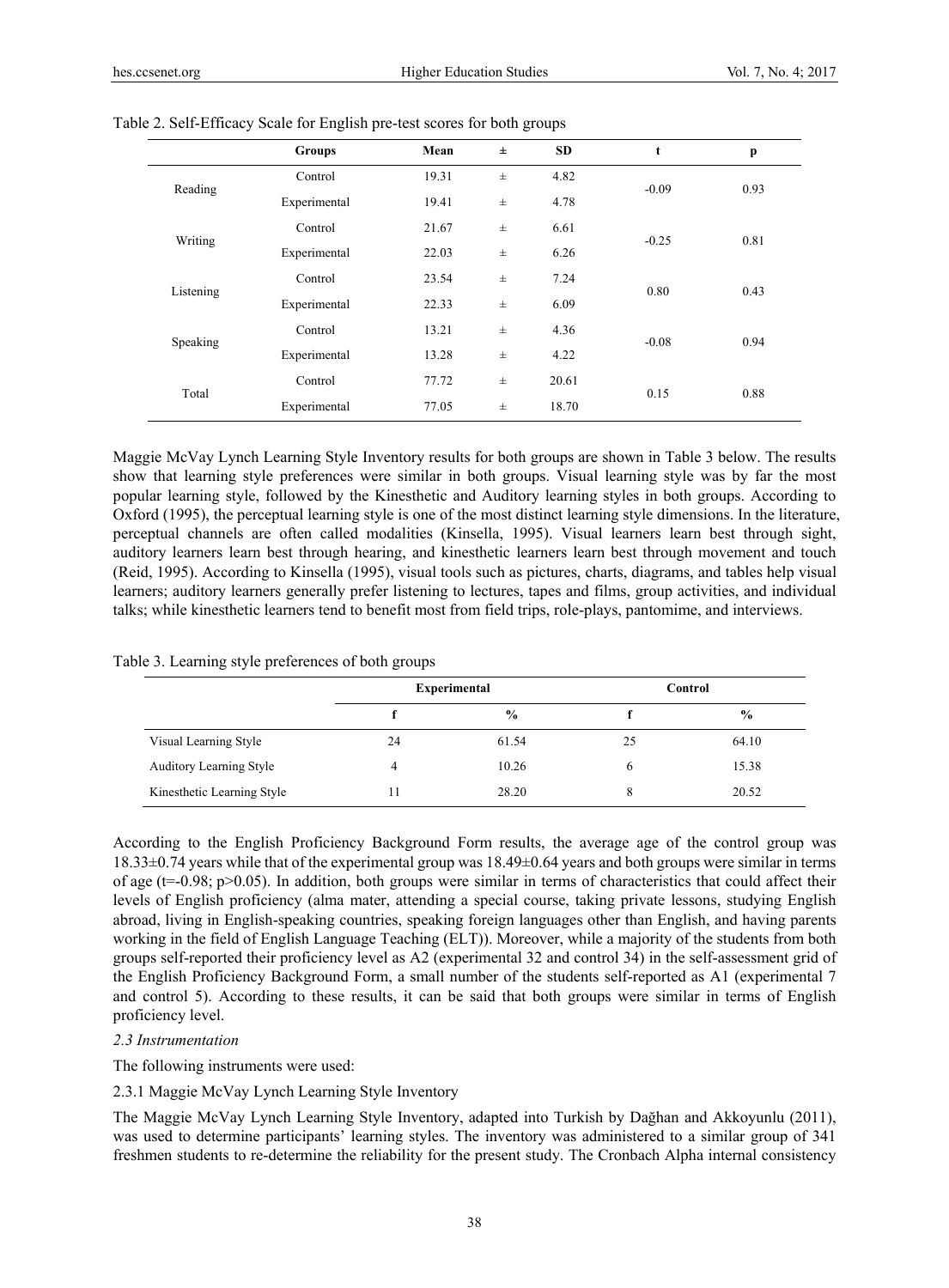Table 2. Self-Efficacy Scale for English pre-test scores for both groups

| | Groups | Mean | ± | SD | t | p |
|---|---|---|---|---|---|---|
| Reading | Control | 19.31 | ± | 4.82 | -0.09 | 0.93 |
| | Experimental | 19.41 | ± | 4.78 | | |
| Writing | Control | 21.67 | ± | 6.61 | -0.25 | 0.81 |
| | Experimental | 22.03 | ± | 6.26 | | |
| Listening | Control | 23.54 | ± | 7.24 | 0.80 | 0.43 |
| | Experimental | 22.33 | ± | 6.09 | | |
| Speaking | Control | 13.21 | ± | 4.36 | -0.08 | 0.94 |
| | Experimental | 13.28 | ± | 4.22 | | |
| Total | Control | 77.72 | ± | 20.61 | 0.15 | 0.88 |
| | Experimental | 77.05 | ± | 18.70 | | |

Maggie McVay Lynch Learning Style Inventory results for both groups are shown in Table 3 below. The results show that learning style preferences were similar in both groups. Visual learning style was by far the most popular learning style, followed by the Kinesthetic and Auditory learning styles in both groups. According to Oxford (1995), the perceptual learning style is one of the most distinct learning style dimensions. In the literature, perceptual channels are often called modalities (Kinsella, 1995). Visual learners learn best through sight, auditory learners learn best through hearing, and kinesthetic learners learn best through movement and touch (Reid, 1995). According to Kinsella (1995), visual tools such as pictures, charts, diagrams, and tables help visual learners; auditory learners generally prefer listening to lectures, tapes and films, group activities, and individual talks; while kinesthetic learners tend to benefit most from field trips, role-plays, pantomime, and interviews.

Table 3. Learning style preferences of both groups

| | Experimental | | Control | |
|---|---|---|---|---|
| | f | % | f | % |
| Visual Learning Style | 24 | 61.54 | 25 | 64.10 |
| Auditory Learning Style | 4 | 10.26 | 6 | 15.38 |
| Kinesthetic Learning Style | 11 | 28.20 | 8 | 20.52 |

According to the English Proficiency Background Form results, the average age of the control group was 18.33±0.74 years while that of the experimental group was 18.49±0.64 years and both groups were similar in terms of age ($t=-0.98$; $p>0.05$). In addition, both groups were similar in terms of characteristics that could affect their levels of English proficiency (alma mater, attending a special course, taking private lessons, studying English abroad, living in English-speaking countries, speaking foreign languages other than English, and having parents working in the field of English Language Teaching (ELT)). Moreover, while a majority of the students from both groups self-reported their proficiency level as A2 (experimental 32 and control 34) in the self-assessment grid of the English Proficiency Background Form, a small number of the students self-reported as A1 (experimental 7 and control 5). According to these results, it can be said that both groups were similar in terms of English proficiency level.

*2.3 Instrumentation*

The following instruments were used:

2.3.1 Maggie McVay Lynch Learning Style Inventory

The Maggie McVay Lynch Learning Style Inventory, adapted into Turkish by Dağhan and Akkoyunlu (2011), was used to determine participants' learning styles. The inventory was administered to a similar group of 341 freshmen students to re-determine the reliability for the present study. The Cronbach Alpha internal consistency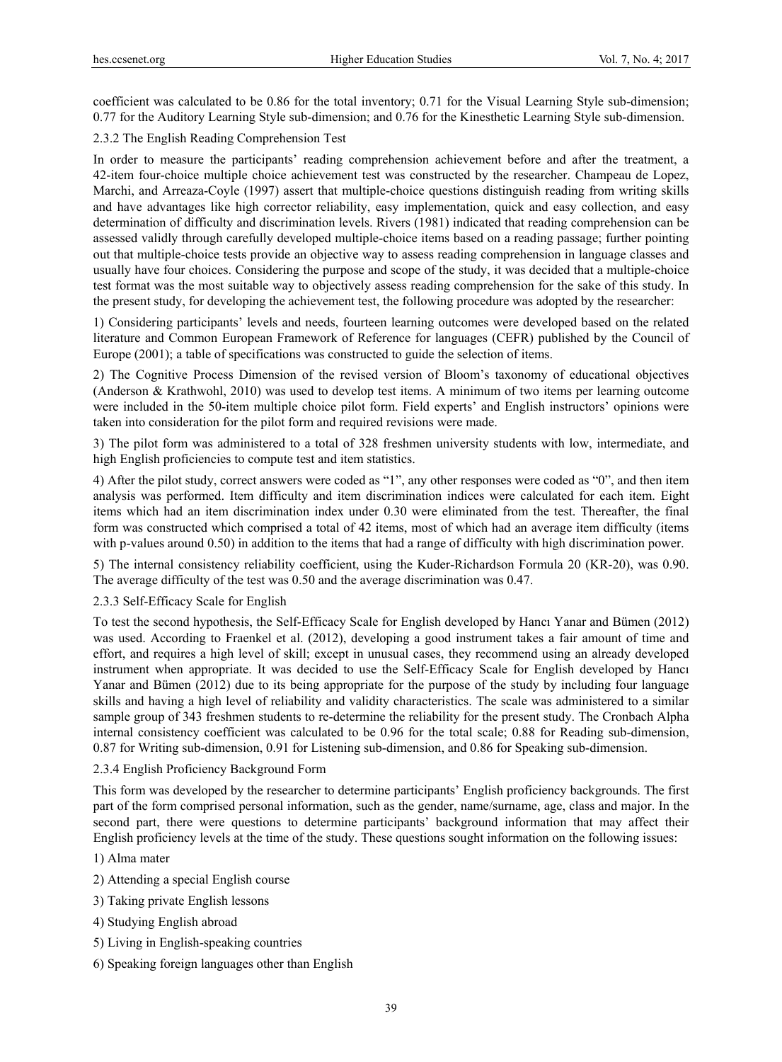coefficient was calculated to be 0.86 for the total inventory; 0.71 for the Visual Learning Style sub-dimension; 0.77 for the Auditory Learning Style sub-dimension; and 0.76 for the Kinesthetic Learning Style sub-dimension.

#### 2.3.2 The English Reading Comprehension Test

In order to measure the participants' reading comprehension achievement before and after the treatment, a 42-item four-choice multiple choice achievement test was constructed by the researcher. Champeau de Lopez, Marchi, and Arreaza-Coyle (1997) assert that multiple-choice questions distinguish reading from writing skills and have advantages like high corrector reliability, easy implementation, quick and easy collection, and easy determination of difficulty and discrimination levels. Rivers (1981) indicated that reading comprehension can be assessed validly through carefully developed multiple-choice items based on a reading passage; further pointing out that multiple-choice tests provide an objective way to assess reading comprehension in language classes and usually have four choices. Considering the purpose and scope of the study, it was decided that a multiple-choice test format was the most suitable way to objectively assess reading comprehension for the sake of this study. In the present study, for developing the achievement test, the following procedure was adopted by the researcher:

1) Considering participants' levels and needs, fourteen learning outcomes were developed based on the related literature and Common European Framework of Reference for languages (CEFR) published by the Council of Europe (2001); a table of specifications was constructed to guide the selection of items.

2) The Cognitive Process Dimension of the revised version of Bloom's taxonomy of educational objectives (Anderson & Krathwohl, 2010) was used to develop test items. A minimum of two items per learning outcome were included in the 50-item multiple choice pilot form. Field experts' and English instructors' opinions were taken into consideration for the pilot form and required revisions were made.

3) The pilot form was administered to a total of 328 freshmen university students with low, intermediate, and high English proficiencies to compute test and item statistics.

4) After the pilot study, correct answers were coded as "1", any other responses were coded as "0", and then item analysis was performed. Item difficulty and item discrimination indices were calculated for each item. Eight items which had an item discrimination index under 0.30 were eliminated from the test. Thereafter, the final form was constructed which comprised a total of 42 items, most of which had an average item difficulty (items with p-values around 0.50) in addition to the items that had a range of difficulty with high discrimination power.

5) The internal consistency reliability coefficient, using the Kuder-Richardson Formula 20 (KR-20), was 0.90. The average difficulty of the test was 0.50 and the average discrimination was 0.47.

#### 2.3.3 Self-Efficacy Scale for English

To test the second hypothesis, the Self-Efficacy Scale for English developed by Hancı Yanar and Bümen (2012) was used. According to Fraenkel et al. (2012), developing a good instrument takes a fair amount of time and effort, and requires a high level of skill; except in unusual cases, they recommend using an already developed instrument when appropriate. It was decided to use the Self-Efficacy Scale for English developed by Hancı Yanar and Bümen (2012) due to its being appropriate for the purpose of the study by including four language skills and having a high level of reliability and validity characteristics. The scale was administered to a similar sample group of 343 freshmen students to re-determine the reliability for the present study. The Cronbach Alpha internal consistency coefficient was calculated to be 0.96 for the total scale; 0.88 for Reading sub-dimension, 0.87 for Writing sub-dimension, 0.91 for Listening sub-dimension, and 0.86 for Speaking sub-dimension.

#### 2.3.4 English Proficiency Background Form

This form was developed by the researcher to determine participants' English proficiency backgrounds. The first part of the form comprised personal information, such as the gender, name/surname, age, class and major. In the second part, there were questions to determine participants' background information that may affect their English proficiency levels at the time of the study. These questions sought information on the following issues:

1) Alma mater

2) Attending a special English course

3) Taking private English lessons

4) Studying English abroad

5) Living in English-speaking countries

6) Speaking foreign languages other than English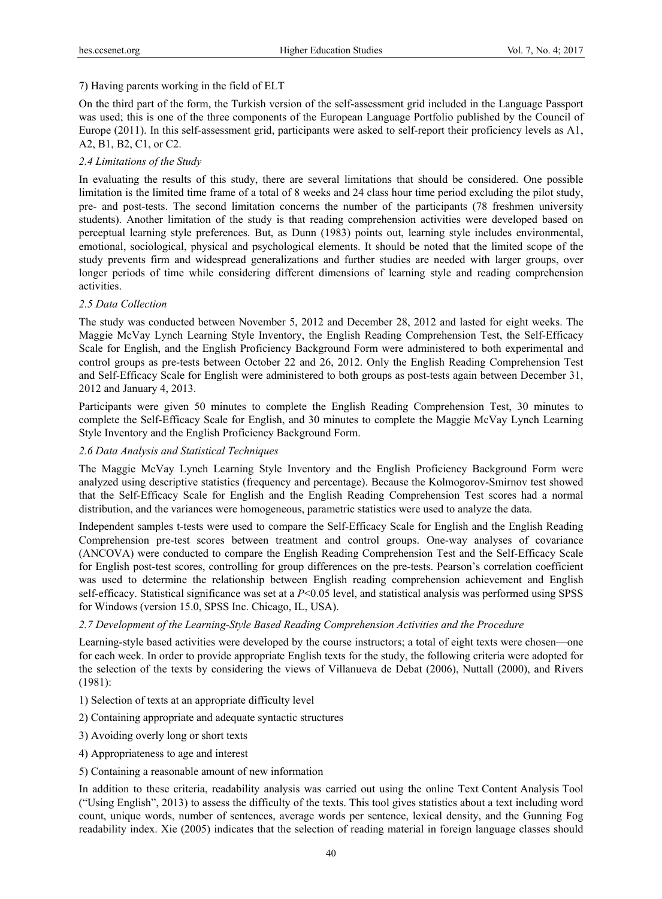7) Having parents working in the field of ELT

On the third part of the form, the Turkish version of the self-assessment grid included in the Language Passport was used; this is one of the three components of the European Language Portfolio published by the Council of Europe (2011). In this self-assessment grid, participants were asked to self-report their proficiency levels as A1, A2, B1, B2, C1, or C2.

### *2.4 Limitations of the Study*

In evaluating the results of this study, there are several limitations that should be considered. One possible limitation is the limited time frame of a total of 8 weeks and 24 class hour time period excluding the pilot study, pre- and post-tests. The second limitation concerns the number of the participants (78 freshmen university students). Another limitation of the study is that reading comprehension activities were developed based on perceptual learning style preferences. But, as Dunn (1983) points out, learning style includes environmental, emotional, sociological, physical and psychological elements. It should be noted that the limited scope of the study prevents firm and widespread generalizations and further studies are needed with larger groups, over longer periods of time while considering different dimensions of learning style and reading comprehension activities.

### *2.5 Data Collection*

The study was conducted between November 5, 2012 and December 28, 2012 and lasted for eight weeks. The Maggie McVay Lynch Learning Style Inventory, the English Reading Comprehension Test, the Self-Efficacy Scale for English, and the English Proficiency Background Form were administered to both experimental and control groups as pre-tests between October 22 and 26, 2012. Only the English Reading Comprehension Test and Self-Efficacy Scale for English were administered to both groups as post-tests again between December 31, 2012 and January 4, 2013.

Participants were given 50 minutes to complete the English Reading Comprehension Test, 30 minutes to complete the Self-Efficacy Scale for English, and 30 minutes to complete the Maggie McVay Lynch Learning Style Inventory and the English Proficiency Background Form.

### *2.6 Data Analysis and Statistical Techniques*

The Maggie McVay Lynch Learning Style Inventory and the English Proficiency Background Form were analyzed using descriptive statistics (frequency and percentage). Because the Kolmogorov-Smirnov test showed that the Self-Efficacy Scale for English and the English Reading Comprehension Test scores had a normal distribution, and the variances were homogeneous, parametric statistics were used to analyze the data.

Independent samples t-tests were used to compare the Self-Efficacy Scale for English and the English Reading Comprehension pre-test scores between treatment and control groups. One-way analyses of covariance (ANCOVA) were conducted to compare the English Reading Comprehension Test and the Self-Efficacy Scale for English post-test scores, controlling for group differences on the pre-tests. Pearson's correlation coefficient was used to determine the relationship between English reading comprehension achievement and English self-efficacy. Statistical significance was set at a $P<0.05$ level, and statistical analysis was performed using SPSS for Windows (version 15.0, SPSS Inc. Chicago, IL, USA).

### *2.7 Development of the Learning-Style Based Reading Comprehension Activities and the Procedure*

Learning-style based activities were developed by the course instructors; a total of eight texts were chosen—one for each week. In order to provide appropriate English texts for the study, the following criteria were adopted for the selection of the texts by considering the views of Villanueva de Debat (2006), Nuttall (2000), and Rivers (1981):

1) Selection of texts at an appropriate difficulty level

2) Containing appropriate and adequate syntactic structures

3) Avoiding overly long or short texts

4) Appropriateness to age and interest

5) Containing a reasonable amount of new information

In addition to these criteria, readability analysis was carried out using the online Text Content Analysis Tool ("Using English", 2013) to assess the difficulty of the texts. This tool gives statistics about a text including word count, unique words, number of sentences, average words per sentence, lexical density, and the Gunning Fog readability index. Xie (2005) indicates that the selection of reading material in foreign language classes should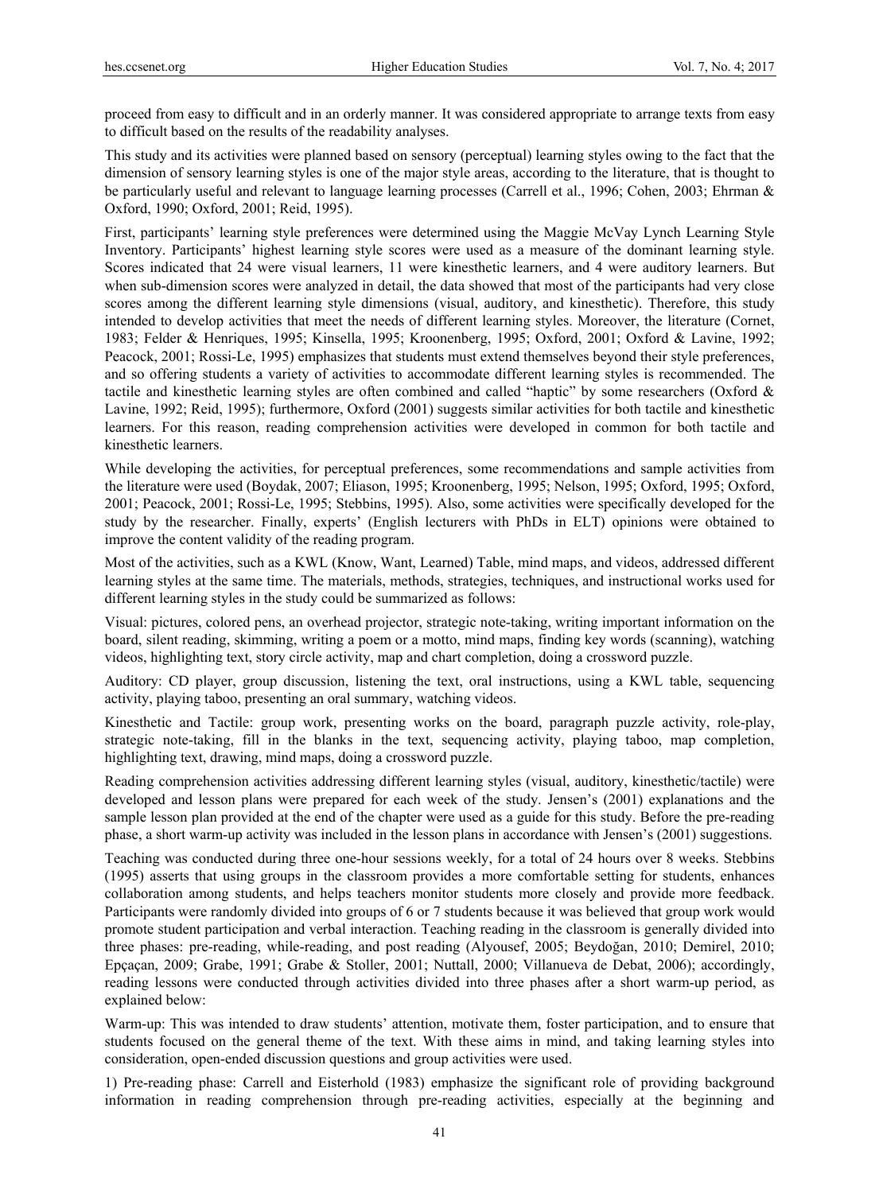proceed from easy to difficult and in an orderly manner. It was considered appropriate to arrange texts from easy to difficult based on the results of the readability analyses.

This study and its activities were planned based on sensory (perceptual) learning styles owing to the fact that the dimension of sensory learning styles is one of the major style areas, according to the literature, that is thought to be particularly useful and relevant to language learning processes (Carrell et al., 1996; Cohen, 2003; Ehrman & Oxford, 1990; Oxford, 2001; Reid, 1995).

First, participants' learning style preferences were determined using the Maggie McVay Lynch Learning Style Inventory. Participants' highest learning style scores were used as a measure of the dominant learning style. Scores indicated that 24 were visual learners, 11 were kinesthetic learners, and 4 were auditory learners. But when sub-dimension scores were analyzed in detail, the data showed that most of the participants had very close scores among the different learning style dimensions (visual, auditory, and kinesthetic). Therefore, this study intended to develop activities that meet the needs of different learning styles. Moreover, the literature (Cornet, 1983; Felder & Henriques, 1995; Kinsella, 1995; Kroonenberg, 1995; Oxford, 2001; Oxford & Lavine, 1992; Peacock, 2001; Rossi-Le, 1995) emphasizes that students must extend themselves beyond their style preferences, and so offering students a variety of activities to accommodate different learning styles is recommended. The tactile and kinesthetic learning styles are often combined and called "haptic" by some researchers (Oxford & Lavine, 1992; Reid, 1995); furthermore, Oxford (2001) suggests similar activities for both tactile and kinesthetic learners. For this reason, reading comprehension activities were developed in common for both tactile and kinesthetic learners.

While developing the activities, for perceptual preferences, some recommendations and sample activities from the literature were used (Boydak, 2007; Eliason, 1995; Kroonenberg, 1995; Nelson, 1995; Oxford, 1995; Oxford, 2001; Peacock, 2001; Rossi-Le, 1995; Stebbins, 1995). Also, some activities were specifically developed for the study by the researcher. Finally, experts' (English lecturers with PhDs in ELT) opinions were obtained to improve the content validity of the reading program.

Most of the activities, such as a KWL (Know, Want, Learned) Table, mind maps, and videos, addressed different learning styles at the same time. The materials, methods, strategies, techniques, and instructional works used for different learning styles in the study could be summarized as follows:

Visual: pictures, colored pens, an overhead projector, strategic note-taking, writing important information on the board, silent reading, skimming, writing a poem or a motto, mind maps, finding key words (scanning), watching videos, highlighting text, story circle activity, map and chart completion, doing a crossword puzzle.

Auditory: CD player, group discussion, listening the text, oral instructions, using a KWL table, sequencing activity, playing taboo, presenting an oral summary, watching videos.

Kinesthetic and Tactile: group work, presenting works on the board, paragraph puzzle activity, role-play, strategic note-taking, fill in the blanks in the text, sequencing activity, playing taboo, map completion, highlighting text, drawing, mind maps, doing a crossword puzzle.

Reading comprehension activities addressing different learning styles (visual, auditory, kinesthetic/tactile) were developed and lesson plans were prepared for each week of the study. Jensen's (2001) explanations and the sample lesson plan provided at the end of the chapter were used as a guide for this study. Before the pre-reading phase, a short warm-up activity was included in the lesson plans in accordance with Jensen's (2001) suggestions.

Teaching was conducted during three one-hour sessions weekly, for a total of 24 hours over 8 weeks. Stebbins (1995) asserts that using groups in the classroom provides a more comfortable setting for students, enhances collaboration among students, and helps teachers monitor students more closely and provide more feedback. Participants were randomly divided into groups of 6 or 7 students because it was believed that group work would promote student participation and verbal interaction. Teaching reading in the classroom is generally divided into three phases: pre-reading, while-reading, and post reading (Alyousef, 2005; Beydoğan, 2010; Demirel, 2010; Epçaçan, 2009; Grabe, 1991; Grabe & Stoller, 2001; Nuttall, 2000; Villanueva de Debat, 2006); accordingly, reading lessons were conducted through activities divided into three phases after a short warm-up period, as explained below:

Warm-up: This was intended to draw students' attention, motivate them, foster participation, and to ensure that students focused on the general theme of the text. With these aims in mind, and taking learning styles into consideration, open-ended discussion questions and group activities were used.

1) Pre-reading phase: Carrell and Eisterhold (1983) emphasize the significant role of providing background information in reading comprehension through pre-reading activities, especially at the beginning and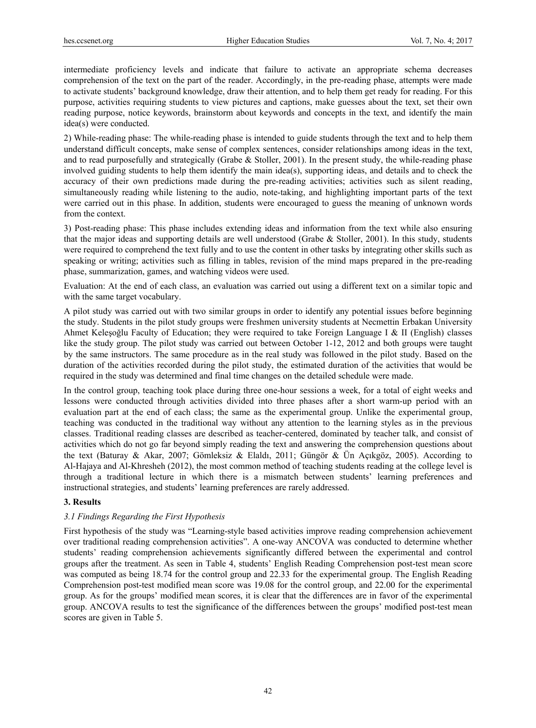intermediate proficiency levels and indicate that failure to activate an appropriate schema decreases comprehension of the text on the part of the reader. Accordingly, in the pre-reading phase, attempts were made to activate students' background knowledge, draw their attention, and to help them get ready for reading. For this purpose, activities requiring students to view pictures and captions, make guesses about the text, set their own reading purpose, notice keywords, brainstorm about keywords and concepts in the text, and identify the main idea(s) were conducted.

2) While-reading phase: The while-reading phase is intended to guide students through the text and to help them understand difficult concepts, make sense of complex sentences, consider relationships among ideas in the text, and to read purposefully and strategically (Grabe & Stoller, 2001). In the present study, the while-reading phase involved guiding students to help them identify the main idea(s), supporting ideas, and details and to check the accuracy of their own predictions made during the pre-reading activities; activities such as silent reading, simultaneously reading while listening to the audio, note-taking, and highlighting important parts of the text were carried out in this phase. In addition, students were encouraged to guess the meaning of unknown words from the context.

3) Post-reading phase: This phase includes extending ideas and information from the text while also ensuring that the major ideas and supporting details are well understood (Grabe & Stoller, 2001). In this study, students were required to comprehend the text fully and to use the content in other tasks by integrating other skills such as speaking or writing; activities such as filling in tables, revision of the mind maps prepared in the pre-reading phase, summarization, games, and watching videos were used.

Evaluation: At the end of each class, an evaluation was carried out using a different text on a similar topic and with the same target vocabulary.

A pilot study was carried out with two similar groups in order to identify any potential issues before beginning the study. Students in the pilot study groups were freshmen university students at Necmettin Erbakan University Ahmet Keleşoğlu Faculty of Education; they were required to take Foreign Language I & II (English) classes like the study group. The pilot study was carried out between October 1-12, 2012 and both groups were taught by the same instructors. The same procedure as in the real study was followed in the pilot study. Based on the duration of the activities recorded during the pilot study, the estimated duration of the activities that would be required in the study was determined and final time changes on the detailed schedule were made.

In the control group, teaching took place during three one-hour sessions a week, for a total of eight weeks and lessons were conducted through activities divided into three phases after a short warm-up period with an evaluation part at the end of each class; the same as the experimental group. Unlike the experimental group, teaching was conducted in the traditional way without any attention to the learning styles as in the previous classes. Traditional reading classes are described as teacher-centered, dominated by teacher talk, and consist of activities which do not go far beyond simply reading the text and answering the comprehension questions about the text (Baturay & Akar, 2007; Gömleksiz & Elaldı, 2011; Güngör & Ün Açıkgöz, 2005). According to Al-Hajaya and Al-Khresheh (2012), the most common method of teaching students reading at the college level is through a traditional lecture in which there is a mismatch between students' learning preferences and instructional strategies, and students' learning preferences are rarely addressed.

## 3. Results

### *3.1 Findings Regarding the First Hypothesis*

First hypothesis of the study was "Learning-style based activities improve reading comprehension achievement over traditional reading comprehension activities". A one-way ANCOVA was conducted to determine whether students' reading comprehension achievements significantly differed between the experimental and control groups after the treatment. As seen in Table 4, students' English Reading Comprehension post-test mean score was computed as being 18.74 for the control group and 22.33 for the experimental group. The English Reading Comprehension post-test modified mean score was 19.08 for the control group, and 22.00 for the experimental group. As for the groups' modified mean scores, it is clear that the differences are in favor of the experimental group. ANCOVA results to test the significance of the differences between the groups' modified post-test mean scores are given in Table 5.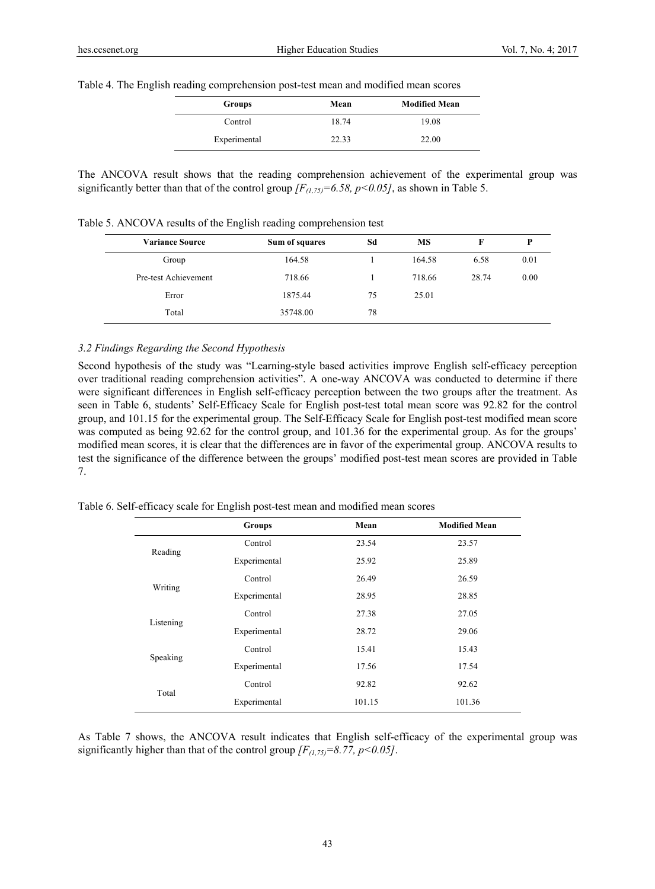Table 4. The English reading comprehension post-test mean and modified mean scores

| Groups | Mean | Modified Mean |
|---|---|---|
| Control | 18.74 | 19.08 |
| Experimental | 22.33 | 22.00 |

The ANCOVA result shows that the reading comprehension achievement of the experimental group was significantly better than that of the control group *[$F_{(1,75)}$=6.58, p<0.05]*, as shown in Table 5.

Table 5. ANCOVA results of the English reading comprehension test

| Variance Source | Sum of squares | Sd | MS | F | P |
|---|---|---|---|---|---|
| Group | 164.58 | 1 | 164.58 | 6.58 | 0.01 |
| Pre-test Achievement | 718.66 | 1 | 718.66 | 28.74 | 0.00 |
| Error | 1875.44 | 75 | 25.01 | | |
| Total | 35748.00 | 78 | | | |

### *3.2 Findings Regarding the Second Hypothesis*

Second hypothesis of the study was "Learning-style based activities improve English self-efficacy perception over traditional reading comprehension activities". A one-way ANCOVA was conducted to determine if there were significant differences in English self-efficacy perception between the two groups after the treatment. As seen in Table 6, students' Self-Efficacy Scale for English post-test total mean score was 92.82 for the control group, and 101.15 for the experimental group. The Self-Efficacy Scale for English post-test modified mean score was computed as being 92.62 for the control group, and 101.36 for the experimental group. As for the groups' modified mean scores, it is clear that the differences are in favor of the experimental group. ANCOVA results to test the significance of the difference between the groups' modified post-test mean scores are provided in Table 7.

Table 6. Self-efficacy scale for English post-test mean and modified mean scores

| | Groups | Mean | Modified Mean |
|---|---|---|---|
| Reading | Control | 23.54 | 23.57 |
| | Experimental | 25.92 | 25.89 |
| Writing | Control | 26.49 | 26.59 |
| | Experimental | 28.95 | 28.85 |
| Listening | Control | 27.38 | 27.05 |
| | Experimental | 28.72 | 29.06 |
| Speaking | Control | 15.41 | 15.43 |
| | Experimental | 17.56 | 17.54 |
| Total | Control | 92.82 | 92.62 |
| | Experimental | 101.15 | 101.36 |

As Table 7 shows, the ANCOVA result indicates that English self-efficacy of the experimental group was significantly higher than that of the control group *[$F_{(1,75)}$=8.77, p<0.05]*.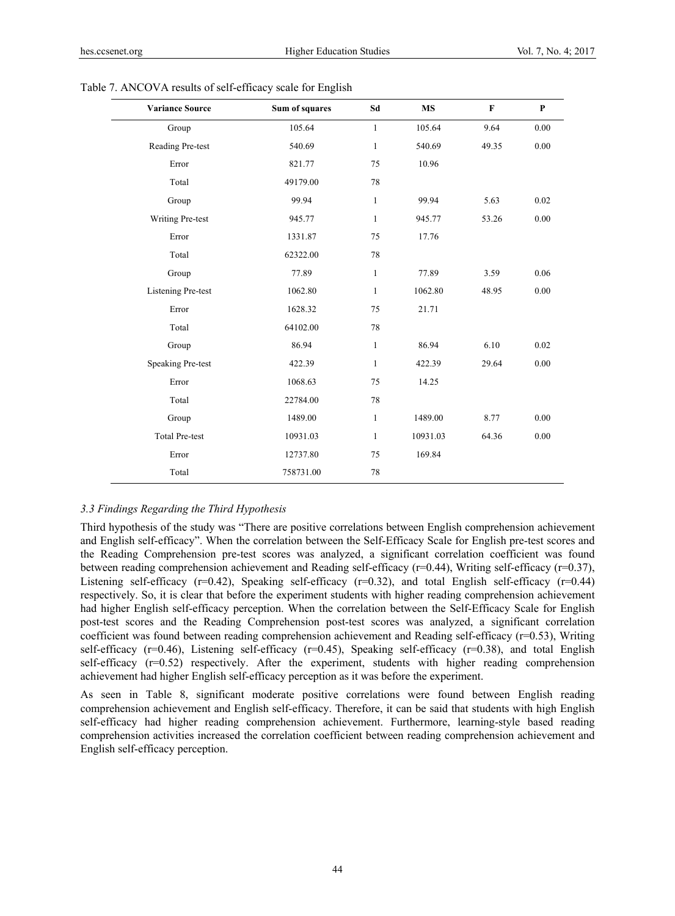Table 7. ANCOVA results of self-efficacy scale for English

| Variance Source | Sum of squares | Sd | MS | F | P |
|---|---|---|---|---|---|
| Group | 105.64 | 1 | 105.64 | 9.64 | 0.00 |
| Reading Pre-test | 540.69 | 1 | 540.69 | 49.35 | 0.00 |
| Error | 821.77 | 75 | 10.96 | | |
| Total | 49179.00 | 78 | | | |
| Group | 99.94 | 1 | 99.94 | 5.63 | 0.02 |
| Writing Pre-test | 945.77 | 1 | 945.77 | 53.26 | 0.00 |
| Error | 1331.87 | 75 | 17.76 | | |
| Total | 62322.00 | 78 | | | |
| Group | 77.89 | 1 | 77.89 | 3.59 | 0.06 |
| Listening Pre-test | 1062.80 | 1 | 1062.80 | 48.95 | 0.00 |
| Error | 1628.32 | 75 | 21.71 | | |
| Total | 64102.00 | 78 | | | |
| Group | 86.94 | 1 | 86.94 | 6.10 | 0.02 |
| Speaking Pre-test | 422.39 | 1 | 422.39 | 29.64 | 0.00 |
| Error | 1068.63 | 75 | 14.25 | | |
| Total | 22784.00 | 78 | | | |
| Group | 1489.00 | 1 | 1489.00 | 8.77 | 0.00 |
| Total Pre-test | 10931.03 | 1 | 10931.03 | 64.36 | 0.00 |
| Error | 12737.80 | 75 | 169.84 | | |
| Total | 758731.00 | 78 | | | |

### *3.3 Findings Regarding the Third Hypothesis*

Third hypothesis of the study was "There are positive correlations between English comprehension achievement and English self-efficacy". When the correlation between the Self-Efficacy Scale for English pre-test scores and the Reading Comprehension pre-test scores was analyzed, a significant correlation coefficient was found between reading comprehension achievement and Reading self-efficacy ($r=0.44$), Writing self-efficacy ($r=0.37$), Listening self-efficacy ($r=0.42$), Speaking self-efficacy ($r=0.32$), and total English self-efficacy ($r=0.44$) respectively. So, it is clear that before the experiment students with higher reading comprehension achievement had higher English self-efficacy perception. When the correlation between the Self-Efficacy Scale for English post-test scores and the Reading Comprehension post-test scores was analyzed, a significant correlation coefficient was found between reading comprehension achievement and Reading self-efficacy ($r=0.53$), Writing self-efficacy ($r=0.46$), Listening self-efficacy ($r=0.45$), Speaking self-efficacy ($r=0.38$), and total English self-efficacy ($r=0.52$) respectively. After the experiment, students with higher reading comprehension achievement had higher English self-efficacy perception as it was before the experiment.

As seen in Table 8, significant moderate positive correlations were found between English reading comprehension achievement and English self-efficacy. Therefore, it can be said that students with high English self-efficacy had higher reading comprehension achievement. Furthermore, learning-style based reading comprehension activities increased the correlation coefficient between reading comprehension achievement and English self-efficacy perception.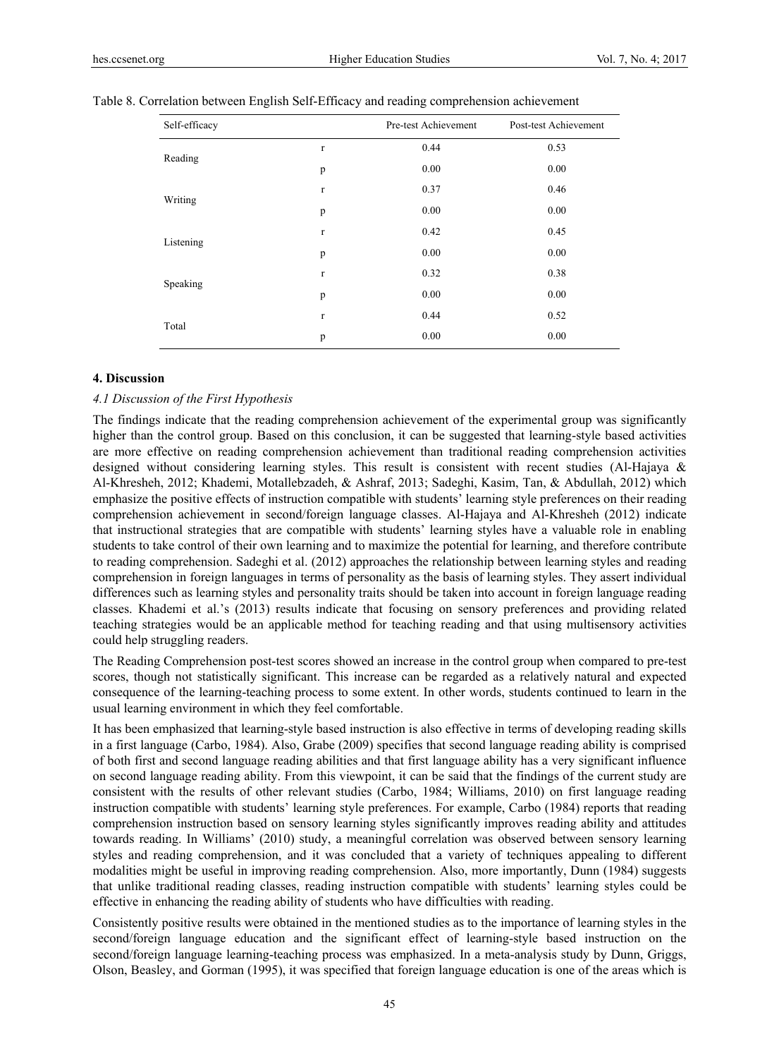Table 8. Correlation between English Self-Efficacy and reading comprehension achievement

| Self-efficacy | | Pre-test Achievement | Post-test Achievement |
|---|---|---|---|
| Reading | r | 0.44 | 0.53 |
| | p | 0.00 | 0.00 |
| Writing | r | 0.37 | 0.46 |
| | p | 0.00 | 0.00 |
| Listening | r | 0.42 | 0.45 |
| | p | 0.00 | 0.00 |
| Speaking | r | 0.32 | 0.38 |
| | p | 0.00 | 0.00 |
| Total | r | 0.44 | 0.52 |
| | p | 0.00 | 0.00 |

## 4. Discussion

### *4.1 Discussion of the First Hypothesis*

The findings indicate that the reading comprehension achievement of the experimental group was significantly higher than the control group. Based on this conclusion, it can be suggested that learning-style based activities are more effective on reading comprehension achievement than traditional reading comprehension activities designed without considering learning styles. This result is consistent with recent studies (Al-Hajaya & Al-Khresheh, 2012; Khademi, Motallebzadeh, & Ashraf, 2013; Sadeghi, Kasim, Tan, & Abdullah, 2012) which emphasize the positive effects of instruction compatible with students' learning style preferences on their reading comprehension achievement in second/foreign language classes. Al-Hajaya and Al-Khresheh (2012) indicate that instructional strategies that are compatible with students' learning styles have a valuable role in enabling students to take control of their own learning and to maximize the potential for learning, and therefore contribute to reading comprehension. Sadeghi et al. (2012) approaches the relationship between learning styles and reading comprehension in foreign languages in terms of personality as the basis of learning styles. They assert individual differences such as learning styles and personality traits should be taken into account in foreign language reading classes. Khademi et al.'s (2013) results indicate that focusing on sensory preferences and providing related teaching strategies would be an applicable method for teaching reading and that using multisensory activities could help struggling readers.

The Reading Comprehension post-test scores showed an increase in the control group when compared to pre-test scores, though not statistically significant. This increase can be regarded as a relatively natural and expected consequence of the learning-teaching process to some extent. In other words, students continued to learn in the usual learning environment in which they feel comfortable.

It has been emphasized that learning-style based instruction is also effective in terms of developing reading skills in a first language (Carbo, 1984). Also, Grabe (2009) specifies that second language reading ability is comprised of both first and second language reading abilities and that first language ability has a very significant influence on second language reading ability. From this viewpoint, it can be said that the findings of the current study are consistent with the results of other relevant studies (Carbo, 1984; Williams, 2010) on first language reading instruction compatible with students' learning style preferences. For example, Carbo (1984) reports that reading comprehension instruction based on sensory learning styles significantly improves reading ability and attitudes towards reading. In Williams' (2010) study, a meaningful correlation was observed between sensory learning styles and reading comprehension, and it was concluded that a variety of techniques appealing to different modalities might be useful in improving reading comprehension. Also, more importantly, Dunn (1984) suggests that unlike traditional reading classes, reading instruction compatible with students' learning styles could be effective in enhancing the reading ability of students who have difficulties with reading.

Consistently positive results were obtained in the mentioned studies as to the importance of learning styles in the second/foreign language education and the significant effect of learning-style based instruction on the second/foreign language learning-teaching process was emphasized. In a meta-analysis study by Dunn, Griggs, Olson, Beasley, and Gorman (1995), it was specified that foreign language education is one of the areas which is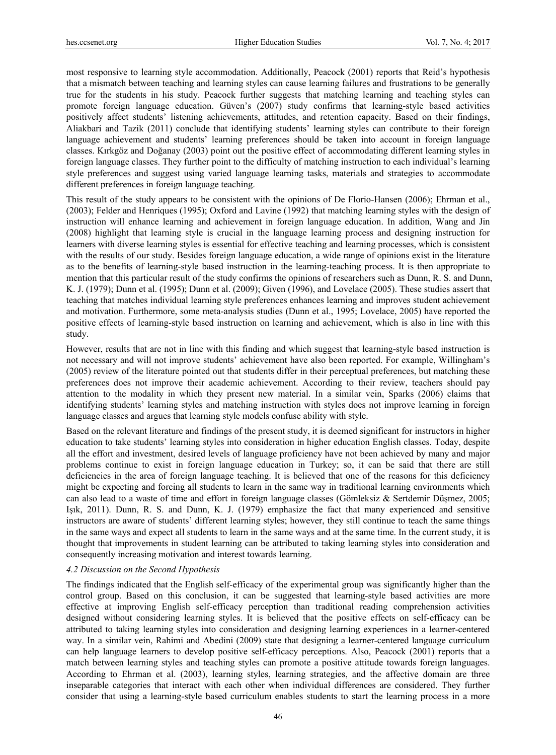most responsive to learning style accommodation. Additionally, Peacock (2001) reports that Reid's hypothesis that a mismatch between teaching and learning styles can cause learning failures and frustrations to be generally true for the students in his study. Peacock further suggests that matching learning and teaching styles can promote foreign language education. Güven's (2007) study confirms that learning-style based activities positively affect students' listening achievements, attitudes, and retention capacity. Based on their findings, Aliakbari and Tazik (2011) conclude that identifying students' learning styles can contribute to their foreign language achievement and students' learning preferences should be taken into account in foreign language classes. Kırkgöz and Doğanay (2003) point out the positive effect of accommodating different learning styles in foreign language classes. They further point to the difficulty of matching instruction to each individual's learning style preferences and suggest using varied language learning tasks, materials and strategies to accommodate different preferences in foreign language teaching.

This result of the study appears to be consistent with the opinions of De Florio-Hansen (2006); Ehrman et al., (2003); Felder and Henriques (1995); Oxford and Lavine (1992) that matching learning styles with the design of instruction will enhance learning and achievement in foreign language education. In addition, Wang and Jin (2008) highlight that learning style is crucial in the language learning process and designing instruction for learners with diverse learning styles is essential for effective teaching and learning processes, which is consistent with the results of our study. Besides foreign language education, a wide range of opinions exist in the literature as to the benefits of learning-style based instruction in the learning-teaching process. It is then appropriate to mention that this particular result of the study confirms the opinions of researchers such as Dunn, R. S. and Dunn, K. J. (1979); Dunn et al. (1995); Dunn et al. (2009); Given (1996), and Lovelace (2005). These studies assert that teaching that matches individual learning style preferences enhances learning and improves student achievement and motivation. Furthermore, some meta-analysis studies (Dunn et al., 1995; Lovelace, 2005) have reported the positive effects of learning-style based instruction on learning and achievement, which is also in line with this study.

However, results that are not in line with this finding and which suggest that learning-style based instruction is not necessary and will not improve students' achievement have also been reported. For example, Willingham's (2005) review of the literature pointed out that students differ in their perceptual preferences, but matching these preferences does not improve their academic achievement. According to their review, teachers should pay attention to the modality in which they present new material. In a similar vein, Sparks (2006) claims that identifying students' learning styles and matching instruction with styles does not improve learning in foreign language classes and argues that learning style models confuse ability with style.

Based on the relevant literature and findings of the present study, it is deemed significant for instructors in higher education to take students' learning styles into consideration in higher education English classes. Today, despite all the effort and investment, desired levels of language proficiency have not been achieved by many and major problems continue to exist in foreign language education in Turkey; so, it can be said that there are still deficiencies in the area of foreign language teaching. It is believed that one of the reasons for this deficiency might be expecting and forcing all students to learn in the same way in traditional learning environments which can also lead to a waste of time and effort in foreign language classes (Gömleksiz & Sertdemir Düşmez, 2005; Işık, 2011). Dunn, R. S. and Dunn, K. J. (1979) emphasize the fact that many experienced and sensitive instructors are aware of students' different learning styles; however, they still continue to teach the same things in the same ways and expect all students to learn in the same ways and at the same time. In the current study, it is thought that improvements in student learning can be attributed to taking learning styles into consideration and consequently increasing motivation and interest towards learning.

### *4.2 Discussion on the Second Hypothesis*

The findings indicated that the English self-efficacy of the experimental group was significantly higher than the control group. Based on this conclusion, it can be suggested that learning-style based activities are more effective at improving English self-efficacy perception than traditional reading comprehension activities designed without considering learning styles. It is believed that the positive effects on self-efficacy can be attributed to taking learning styles into consideration and designing learning experiences in a learner-centered way. In a similar vein, Rahimi and Abedini (2009) state that designing a learner-centered language curriculum can help language learners to develop positive self-efficacy perceptions. Also, Peacock (2001) reports that a match between learning styles and teaching styles can promote a positive attitude towards foreign languages. According to Ehrman et al. (2003), learning styles, learning strategies, and the affective domain are three inseparable categories that interact with each other when individual differences are considered. They further consider that using a learning-style based curriculum enables students to start the learning process in a more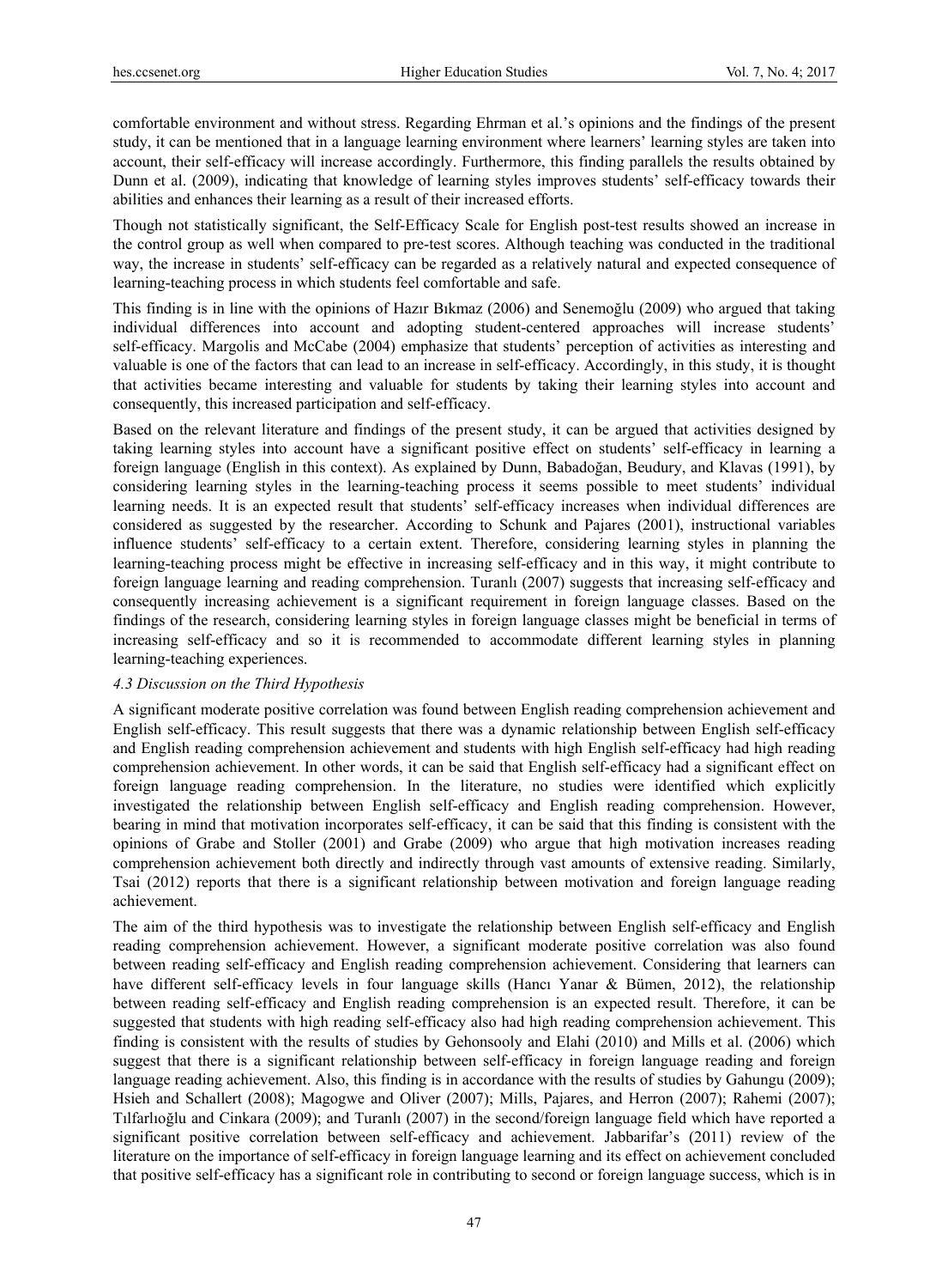comfortable environment and without stress. Regarding Ehrman et al.'s opinions and the findings of the present study, it can be mentioned that in a language learning environment where learners' learning styles are taken into account, their self-efficacy will increase accordingly. Furthermore, this finding parallels the results obtained by Dunn et al. (2009), indicating that knowledge of learning styles improves students' self-efficacy towards their abilities and enhances their learning as a result of their increased efforts.

Though not statistically significant, the Self-Efficacy Scale for English post-test results showed an increase in the control group as well when compared to pre-test scores. Although teaching was conducted in the traditional way, the increase in students' self-efficacy can be regarded as a relatively natural and expected consequence of learning-teaching process in which students feel comfortable and safe.

This finding is in line with the opinions of Hazır Bıkmaz (2006) and Senemoğlu (2009) who argued that taking individual differences into account and adopting student-centered approaches will increase students' self-efficacy. Margolis and McCabe (2004) emphasize that students' perception of activities as interesting and valuable is one of the factors that can lead to an increase in self-efficacy. Accordingly, in this study, it is thought that activities became interesting and valuable for students by taking their learning styles into account and consequently, this increased participation and self-efficacy.

Based on the relevant literature and findings of the present study, it can be argued that activities designed by taking learning styles into account have a significant positive effect on students' self-efficacy in learning a foreign language (English in this context). As explained by Dunn, Babadoğan, Beudury, and Klavas (1991), by considering learning styles in the learning-teaching process it seems possible to meet students' individual learning needs. It is an expected result that students' self-efficacy increases when individual differences are considered as suggested by the researcher. According to Schunk and Pajares (2001), instructional variables influence students' self-efficacy to a certain extent. Therefore, considering learning styles in planning the learning-teaching process might be effective in increasing self-efficacy and in this way, it might contribute to foreign language learning and reading comprehension. Turanlı (2007) suggests that increasing self-efficacy and consequently increasing achievement is a significant requirement in foreign language classes. Based on the findings of the research, considering learning styles in foreign language classes might be beneficial in terms of increasing self-efficacy and so it is recommended to accommodate different learning styles in planning learning-teaching experiences.

### *4.3 Discussion on the Third Hypothesis*

A significant moderate positive correlation was found between English reading comprehension achievement and English self-efficacy. This result suggests that there was a dynamic relationship between English self-efficacy and English reading comprehension achievement and students with high English self-efficacy had high reading comprehension achievement. In other words, it can be said that English self-efficacy had a significant effect on foreign language reading comprehension. In the literature, no studies were identified which explicitly investigated the relationship between English self-efficacy and English reading comprehension. However, bearing in mind that motivation incorporates self-efficacy, it can be said that this finding is consistent with the opinions of Grabe and Stoller (2001) and Grabe (2009) who argue that high motivation increases reading comprehension achievement both directly and indirectly through vast amounts of extensive reading. Similarly, Tsai (2012) reports that there is a significant relationship between motivation and foreign language reading achievement.

The aim of the third hypothesis was to investigate the relationship between English self-efficacy and English reading comprehension achievement. However, a significant moderate positive correlation was also found between reading self-efficacy and English reading comprehension achievement. Considering that learners can have different self-efficacy levels in four language skills (Hancı Yanar & Bümen, 2012), the relationship between reading self-efficacy and English reading comprehension is an expected result. Therefore, it can be suggested that students with high reading self-efficacy also had high reading comprehension achievement. This finding is consistent with the results of studies by Gehonsooly and Elahi (2010) and Mills et al. (2006) which suggest that there is a significant relationship between self-efficacy in foreign language reading and foreign language reading achievement. Also, this finding is in accordance with the results of studies by Gahungu (2009); Hsieh and Schallert (2008); Magogwe and Oliver (2007); Mills, Pajares, and Herron (2007); Rahemi (2007); Tılfarlıoğlu and Cinkara (2009); and Turanlı (2007) in the second/foreign language field which have reported a significant positive correlation between self-efficacy and achievement. Jabbarifar's (2011) review of the literature on the importance of self-efficacy in foreign language learning and its effect on achievement concluded that positive self-efficacy has a significant role in contributing to second or foreign language success, which is in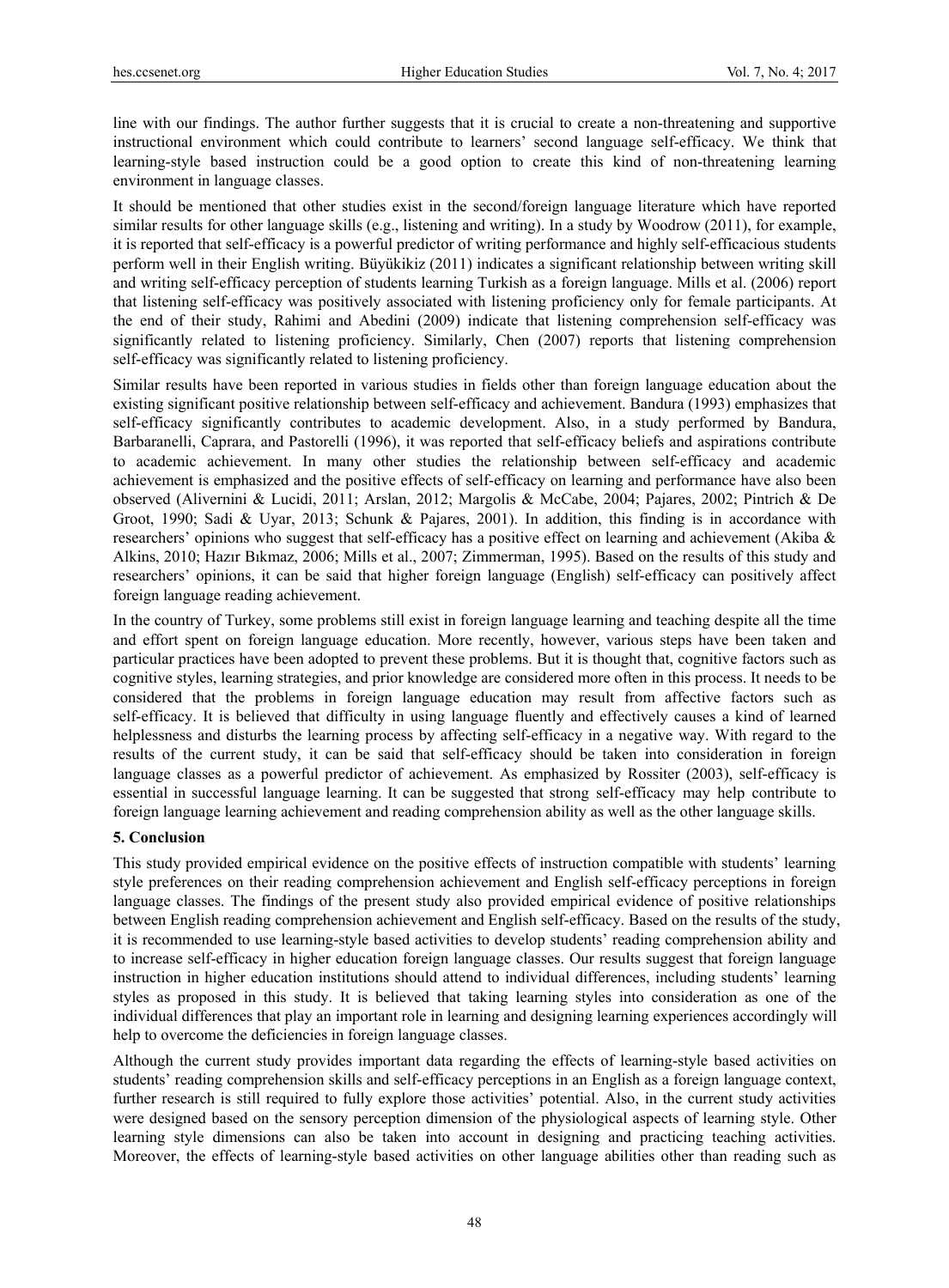line with our findings. The author further suggests that it is crucial to create a non-threatening and supportive instructional environment which could contribute to learners' second language self-efficacy. We think that learning-style based instruction could be a good option to create this kind of non-threatening learning environment in language classes.

It should be mentioned that other studies exist in the second/foreign language literature which have reported similar results for other language skills (e.g., listening and writing). In a study by Woodrow (2011), for example, it is reported that self-efficacy is a powerful predictor of writing performance and highly self-efficacious students perform well in their English writing. Büyükikiz (2011) indicates a significant relationship between writing skill and writing self-efficacy perception of students learning Turkish as a foreign language. Mills et al. (2006) report that listening self-efficacy was positively associated with listening proficiency only for female participants. At the end of their study, Rahimi and Abedini (2009) indicate that listening comprehension self-efficacy was significantly related to listening proficiency. Similarly, Chen (2007) reports that listening comprehension self-efficacy was significantly related to listening proficiency.

Similar results have been reported in various studies in fields other than foreign language education about the existing significant positive relationship between self-efficacy and achievement. Bandura (1993) emphasizes that self-efficacy significantly contributes to academic development. Also, in a study performed by Bandura, Barbaranelli, Caprara, and Pastorelli (1996), it was reported that self-efficacy beliefs and aspirations contribute to academic achievement. In many other studies the relationship between self-efficacy and academic achievement is emphasized and the positive effects of self-efficacy on learning and performance have also been observed (Alivernini & Lucidi, 2011; Arslan, 2012; Margolis & McCabe, 2004; Pajares, 2002; Pintrich & De Groot, 1990; Sadi & Uyar, 2013; Schunk & Pajares, 2001). In addition, this finding is in accordance with researchers' opinions who suggest that self-efficacy has a positive effect on learning and achievement (Akiba & Alkins, 2010; Hazır Bıkmaz, 2006; Mills et al., 2007; Zimmerman, 1995). Based on the results of this study and researchers' opinions, it can be said that higher foreign language (English) self-efficacy can positively affect foreign language reading achievement.

In the country of Turkey, some problems still exist in foreign language learning and teaching despite all the time and effort spent on foreign language education. More recently, however, various steps have been taken and particular practices have been adopted to prevent these problems. But it is thought that, cognitive factors such as cognitive styles, learning strategies, and prior knowledge are considered more often in this process. It needs to be considered that the problems in foreign language education may result from affective factors such as self-efficacy. It is believed that difficulty in using language fluently and effectively causes a kind of learned helplessness and disturbs the learning process by affecting self-efficacy in a negative way. With regard to the results of the current study, it can be said that self-efficacy should be taken into consideration in foreign language classes as a powerful predictor of achievement. As emphasized by Rossiter (2003), self-efficacy is essential in successful language learning. It can be suggested that strong self-efficacy may help contribute to foreign language learning achievement and reading comprehension ability as well as the other language skills.

## 5. Conclusion

This study provided empirical evidence on the positive effects of instruction compatible with students' learning style preferences on their reading comprehension achievement and English self-efficacy perceptions in foreign language classes. The findings of the present study also provided empirical evidence of positive relationships between English reading comprehension achievement and English self-efficacy. Based on the results of the study, it is recommended to use learning-style based activities to develop students' reading comprehension ability and to increase self-efficacy in higher education foreign language classes. Our results suggest that foreign language instruction in higher education institutions should attend to individual differences, including students' learning styles as proposed in this study. It is believed that taking learning styles into consideration as one of the individual differences that play an important role in learning and designing learning experiences accordingly will help to overcome the deficiencies in foreign language classes.

Although the current study provides important data regarding the effects of learning-style based activities on students' reading comprehension skills and self-efficacy perceptions in an English as a foreign language context, further research is still required to fully explore those activities' potential. Also, in the current study activities were designed based on the sensory perception dimension of the physiological aspects of learning style. Other learning style dimensions can also be taken into account in designing and practicing teaching activities. Moreover, the effects of learning-style based activities on other language abilities other than reading such as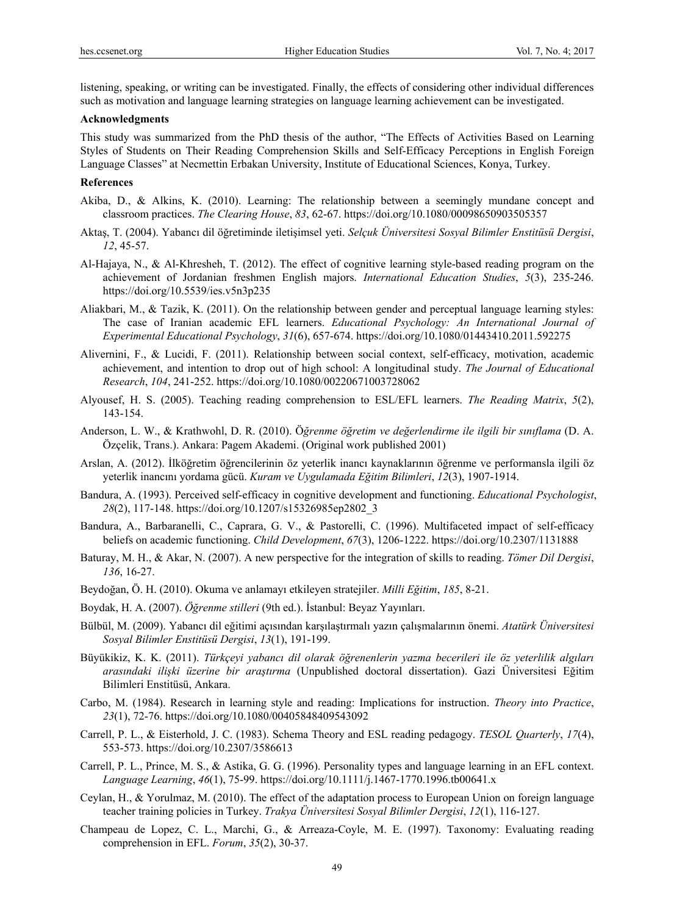listening, speaking, or writing can be investigated. Finally, the effects of considering other individual differences such as motivation and language learning strategies on language learning achievement can be investigated.

## Acknowledgments

This study was summarized from the PhD thesis of the author, "The Effects of Activities Based on Learning Styles of Students on Their Reading Comprehension Skills and Self-Efficacy Perceptions in English Foreign Language Classes" at Necmettin Erbakan University, Institute of Educational Sciences, Konya, Turkey.

## References

Akiba, D., & Alkins, K. (2010). Learning: The relationship between a seemingly mundane concept and classroom practices. *The Clearing House*, *83*, 62-67. https://doi.org/10.1080/00098650903505357

Aktaş, T. (2004). Yabancı dil öğretiminde iletişimsel yeti. *Selçuk Üniversitesi Sosyal Bilimler Enstitüsü Dergisi*, *12*, 45-57.

Al-Hajaya, N., & Al-Khresheh, T. (2012). The effect of cognitive learning style-based reading program on the achievement of Jordanian freshmen English majors. *International Education Studies*, *5*(3), 235-246. https://doi.org/10.5539/ies.v5n3p235

Aliakbari, M., & Tazik, K. (2011). On the relationship between gender and perceptual language learning styles: The case of Iranian academic EFL learners. *Educational Psychology: An International Journal of Experimental Educational Psychology*, *31*(6), 657-674. https://doi.org/10.1080/01443410.2011.592275

Alivernini, F., & Lucidi, F. (2011). Relationship between social context, self-efficacy, motivation, academic achievement, and intention to drop out of high school: A longitudinal study. *The Journal of Educational Research*, *104*, 241-252. https://doi.org/10.1080/00220671003728062

Alyousef, H. S. (2005). Teaching reading comprehension to ESL/EFL learners. *The Reading Matrix*, *5*(2), 143-154.

Anderson, L. W., & Krathwohl, D. R. (2010). *Öğrenme öğretim ve değerlendirme ile ilgili bir sınıflama* (D. A. Özçelik, Trans.). Ankara: Pagem Akademi. (Original work published 2001)

Arslan, A. (2012). İlköğretim öğrencilerinin öz yeterlik inancı kaynaklarının öğrenme ve performansla ilgili öz yeterlik inancını yordama gücü. *Kuram ve Uygulamada Eğitim Bilimleri*, *12*(3), 1907-1914.

Bandura, A. (1993). Perceived self-efficacy in cognitive development and functioning. *Educational Psychologist*, *28*(2), 117-148. https://doi.org/10.1207/s15326985ep2802_3

Bandura, A., Barbaranelli, C., Caprara, G. V., & Pastorelli, C. (1996). Multifaceted impact of self-efficacy beliefs on academic functioning. *Child Development*, *67*(3), 1206-1222. https://doi.org/10.2307/1131888

Baturay, M. H., & Akar, N. (2007). A new perspective for the integration of skills to reading. *Tömer Dil Dergisi*, *136*, 16-27.

Beydoğan, Ö. H. (2010). Okuma ve anlamayı etkileyen stratejiler. *Milli Eğitim*, *185*, 8-21.

Boydak, H. A. (2007). *Öğrenme stilleri* (9th ed.). İstanbul: Beyaz Yayınları.

Bülbül, M. (2009). Yabancı dil eğitimi açısından karşılaştırmalı yazın çalışmalarının önemi. *Atatürk Üniversitesi Sosyal Bilimler Enstitüsü Dergisi*, *13*(1), 191-199.

Büyükikiz, K. K. (2011). *Türkçeyi yabancı dil olarak öğrenenlerin yazma becerileri ile öz yeterlilik algıları arasındaki ilişki üzerine bir araştırma* (Unpublished doctoral dissertation). Gazi Üniversitesi Eğitim Bilimleri Enstitüsü, Ankara.

Carbo, M. (1984). Research in learning style and reading: Implications for instruction. *Theory into Practice*, *23*(1), 72-76. https://doi.org/10.1080/00405848409543092

Carrell, P. L., & Eisterhold, J. C. (1983). Schema Theory and ESL reading pedagogy. *TESOL Quarterly*, *17*(4), 553-573. https://doi.org/10.2307/3586613

Carrell, P. L., Prince, M. S., & Astika, G. G. (1996). Personality types and language learning in an EFL context. *Language Learning*, *46*(1), 75-99. https://doi.org/10.1111/j.1467-1770.1996.tb00641.x

Ceylan, H., & Yorulmaz, M. (2010). The effect of the adaptation process to European Union on foreign language teacher training policies in Turkey. *Trakya Üniversitesi Sosyal Bilimler Dergisi*, *12*(1), 116-127.

Champeau de Lopez, C. L., Marchi, G., & Arreaza-Coyle, M. E. (1997). Taxonomy: Evaluating reading comprehension in EFL. *Forum*, *35*(2), 30-37.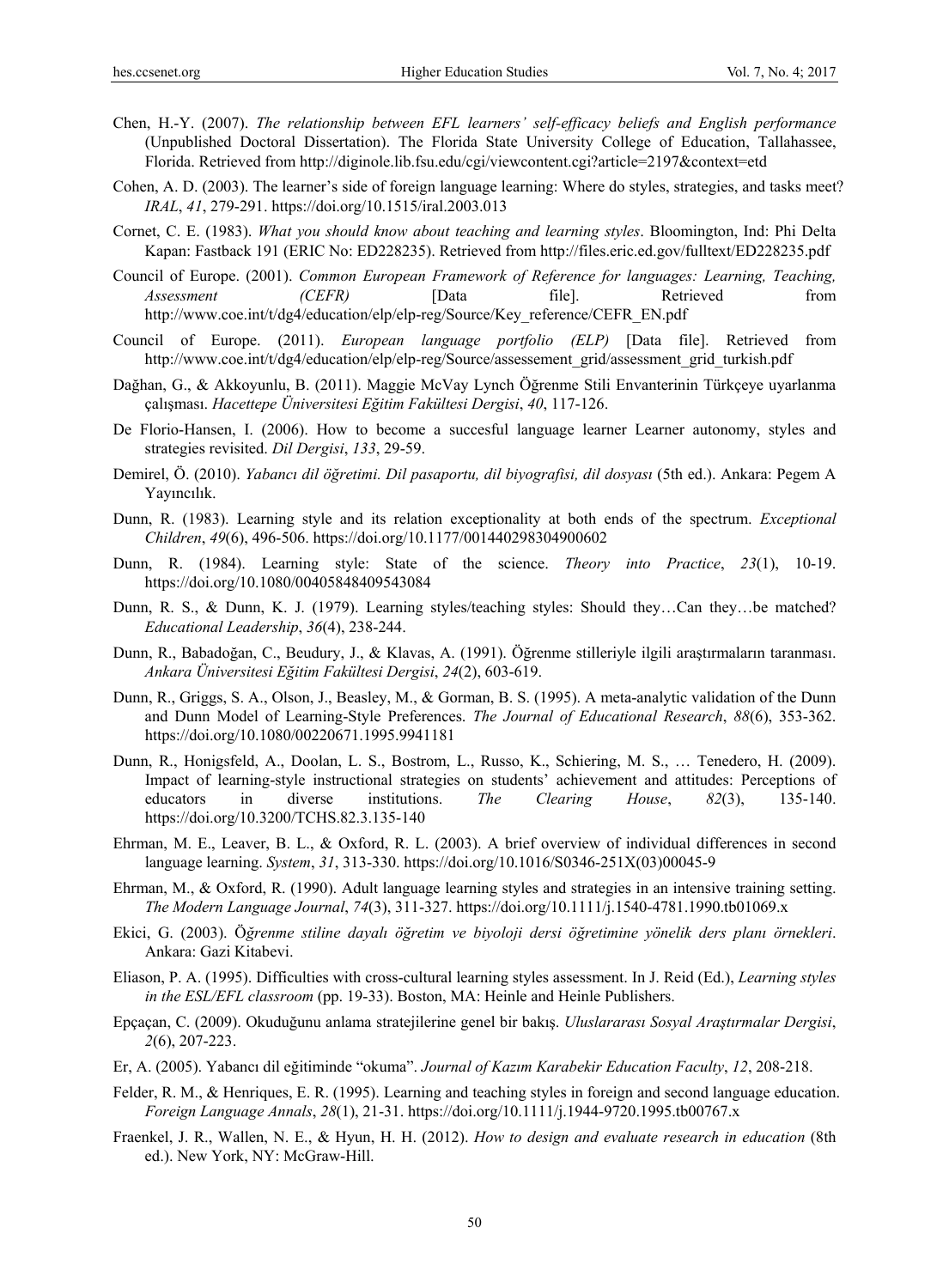Chen, H.-Y. (2007). *The relationship between EFL learners' self-efficacy beliefs and English performance* (Unpublished Doctoral Dissertation). The Florida State University College of Education, Tallahassee, Florida. Retrieved from http://diginole.lib.fsu.edu/cgi/viewcontent.cgi?article=2197&context=etd

Cohen, A. D. (2003). The learner's side of foreign language learning: Where do styles, strategies, and tasks meet? *IRAL*, *41*, 279-291. https://doi.org/10.1515/iral.2003.013

Cornet, C. E. (1983). *What you should know about teaching and learning styles*. Bloomington, Ind: Phi Delta Kapan: Fastback 191 (ERIC No: ED228235). Retrieved from http://files.eric.ed.gov/fulltext/ED228235.pdf

Council of Europe. (2001). *Common European Framework of Reference for languages: Learning, Teaching, Assessment (CEFR)* [Data file]. Retrieved from http://www.coe.int/t/dg4/education/elp/elp-reg/Source/Key_reference/CEFR_EN.pdf

Council of Europe. (2011). *European language portfolio (ELP)* [Data file]. Retrieved from http://www.coe.int/t/dg4/education/elp/elp-reg/Source/assessement_grid/assessment_grid_turkish.pdf

Dağhan, G., & Akkoyunlu, B. (2011). Maggie McVay Lynch Öğrenme Stili Envanterinin Türkçeye uyarlanma çalışması. *Hacettepe Üniversitesi Eğitim Fakültesi Dergisi*, *40*, 117-126.

De Florio-Hansen, I. (2006). How to become a succesful language learner Learner autonomy, styles and strategies revisited. *Dil Dergisi*, *133*, 29-59.

Demirel, Ö. (2010). *Yabancı dil öğretimi. Dil pasaportu, dil biyografisi, dil dosyası* (5th ed.). Ankara: Pegem A Yayıncılık.

Dunn, R. (1983). Learning style and its relation exceptionality at both ends of the spectrum. *Exceptional Children*, *49*(6), 496-506. https://doi.org/10.1177/001440298304900602

Dunn, R. (1984). Learning style: State of the science. *Theory into Practice*, *23*(1), 10-19. https://doi.org/10.1080/00405848409543084

Dunn, R. S., & Dunn, K. J. (1979). Learning styles/teaching styles: Should they…Can they…be matched? *Educational Leadership*, *36*(4), 238-244.

Dunn, R., Babadoğan, C., Beudury, J., & Klavas, A. (1991). Öğrenme stilleriyle ilgili araştırmaların taranması. *Ankara Üniversitesi Eğitim Fakültesi Dergisi*, *24*(2), 603-619.

Dunn, R., Griggs, S. A., Olson, J., Beasley, M., & Gorman, B. S. (1995). A meta-analytic validation of the Dunn and Dunn Model of Learning-Style Preferences. *The Journal of Educational Research*, *88*(6), 353-362. https://doi.org/10.1080/00220671.1995.9941181

Dunn, R., Honigsfeld, A., Doolan, L. S., Bostrom, L., Russo, K., Schiering, M. S., … Tenedero, H. (2009). Impact of learning-style instructional strategies on students' achievement and attitudes: Perceptions of educators in diverse institutions. *The Clearing House*, *82*(3), 135-140. https://doi.org/10.3200/TCHS.82.3.135-140

Ehrman, M. E., Leaver, B. L., & Oxford, R. L. (2003). A brief overview of individual differences in second language learning. *System*, *31*, 313-330. https://doi.org/10.1016/S0346-251X(03)00045-9

Ehrman, M., & Oxford, R. (1990). Adult language learning styles and strategies in an intensive training setting. *The Modern Language Journal*, *74*(3), 311-327. https://doi.org/10.1111/j.1540-4781.1990.tb01069.x

Ekici, G. (2003). *Öğrenme stiline dayalı öğretim ve biyoloji dersi öğretimine yönelik ders planı örnekleri*. Ankara: Gazi Kitabevi.

Eliason, P. A. (1995). Difficulties with cross-cultural learning styles assessment. In J. Reid (Ed.), *Learning styles in the ESL/EFL classroom* (pp. 19-33). Boston, MA: Heinle and Heinle Publishers.

Epçaçan, C. (2009). Okuduğunu anlama stratejilerine genel bir bakış. *Uluslararası Sosyal Araştırmalar Dergisi*, *2*(6), 207-223.

Er, A. (2005). Yabancı dil eğitiminde "okuma". *Journal of Kazım Karabekir Education Faculty*, *12*, 208-218.

Felder, R. M., & Henriques, E. R. (1995). Learning and teaching styles in foreign and second language education. *Foreign Language Annals*, *28*(1), 21-31. https://doi.org/10.1111/j.1944-9720.1995.tb00767.x

Fraenkel, J. R., Wallen, N. E., & Hyun, H. H. (2012). *How to design and evaluate research in education* (8th ed.). New York, NY: McGraw-Hill.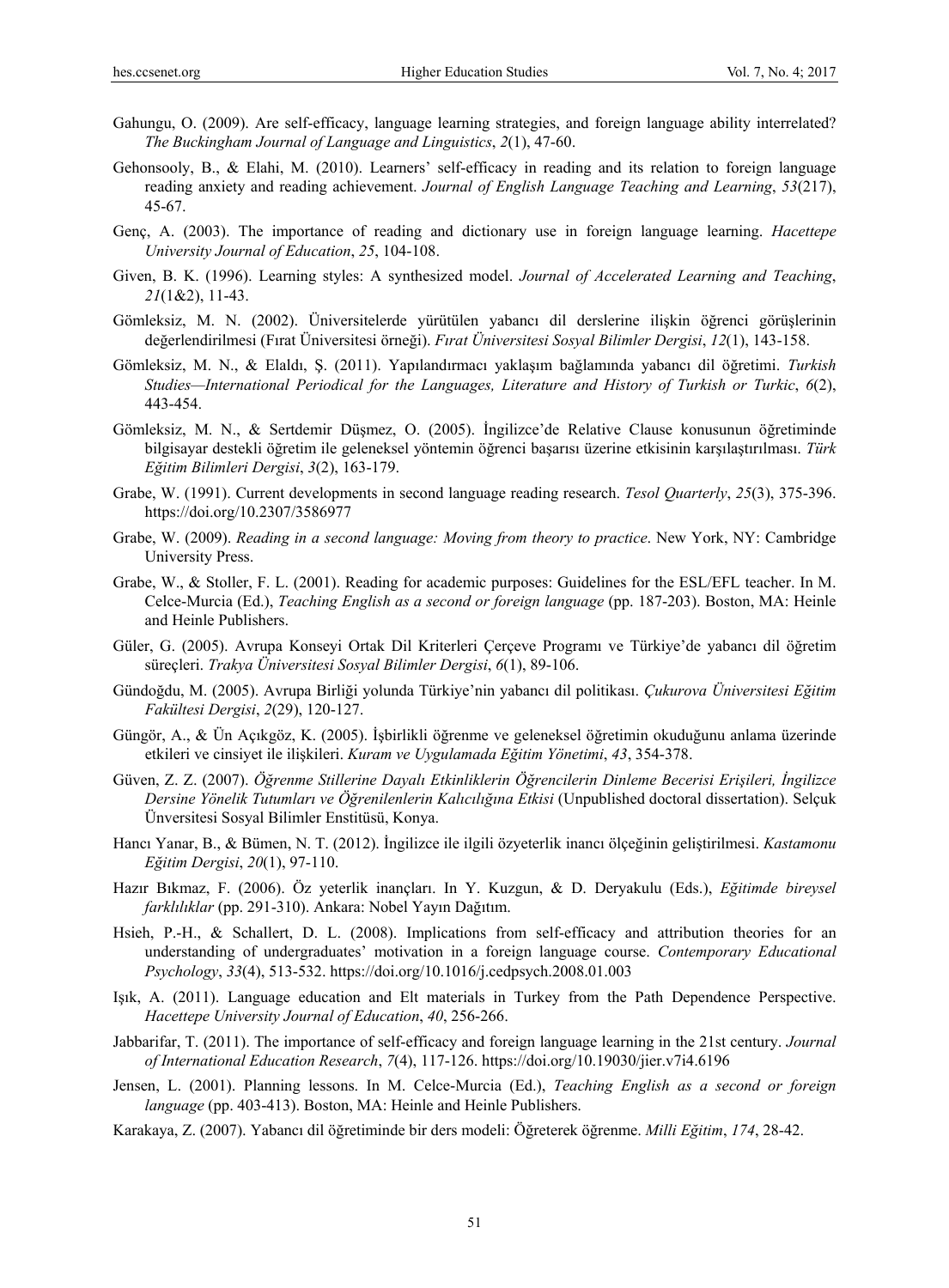Gahungu, O. (2009). Are self-efficacy, language learning strategies, and foreign language ability interrelated? *The Buckingham Journal of Language and Linguistics*, *2*(1), 47-60.

Gehonsooly, B., & Elahi, M. (2010). Learners' self-efficacy in reading and its relation to foreign language reading anxiety and reading achievement. *Journal of English Language Teaching and Learning*, *53*(217), 45-67.

Genç, A. (2003). The importance of reading and dictionary use in foreign language learning. *Hacettepe University Journal of Education*, *25*, 104-108.

Given, B. K. (1996). Learning styles: A synthesized model. *Journal of Accelerated Learning and Teaching*, *21*(1&2), 11-43.

Gömleksiz, M. N. (2002). Üniversitelerde yürütülen yabancı dil derslerine ilişkin öğrenci görüşlerinin değerlendirilmesi (Fırat Üniversitesi örneği). *Fırat Üniversitesi Sosyal Bilimler Dergisi*, *12*(1), 143-158.

Gömleksiz, M. N., & Elaldı, Ş. (2011). Yapılandırmacı yaklaşım bağlamında yabancı dil öğretimi. *Turkish Studies—International Periodical for the Languages, Literature and History of Turkish or Turkic*, *6*(2), 443-454.

Gömleksiz, M. N., & Sertdemir Düşmez, O. (2005). İngilizce'de Relative Clause konusunun öğretiminde bilgisayar destekli öğretim ile geleneksel yöntemin öğrenci başarısı üzerine etkisinin karşılaştırılması. *Türk Eğitim Bilimleri Dergisi*, *3*(2), 163-179.

Grabe, W. (1991). Current developments in second language reading research. *Tesol Quarterly*, *25*(3), 375-396. https://doi.org/10.2307/3586977

Grabe, W. (2009). *Reading in a second language: Moving from theory to practice*. New York, NY: Cambridge University Press.

Grabe, W., & Stoller, F. L. (2001). Reading for academic purposes: Guidelines for the ESL/EFL teacher. In M. Celce-Murcia (Ed.), *Teaching English as a second or foreign language* (pp. 187-203). Boston, MA: Heinle and Heinle Publishers.

Güler, G. (2005). Avrupa Konseyi Ortak Dil Kriterleri Çerçeve Programı ve Türkiye'de yabancı dil öğretim süreçleri. *Trakya Üniversitesi Sosyal Bilimler Dergisi*, *6*(1), 89-106.

Gündoğdu, M. (2005). Avrupa Birliği yolunda Türkiye'nin yabancı dil politikası. *Çukurova Üniversitesi Eğitim Fakültesi Dergisi*, *2*(29), 120-127.

Güngör, A., & Ün Açıkgöz, K. (2005). İşbirlikli öğrenme ve geleneksel öğretimin okuduğunu anlama üzerinde etkileri ve cinsiyet ile ilişkileri. *Kuram ve Uygulamada Eğitim Yönetimi*, *43*, 354-378.

Güven, Z. Z. (2007). *Öğrenme Stillerine Dayalı Etkinliklerin Öğrencilerin Dinleme Becerisi Erişileri, İngilizce Dersine Yönelik Tutumları ve Öğrenilenlerin Kalıcılığına Etkisi* (Unpublished doctoral dissertation). Selçuk Ünversitesi Sosyal Bilimler Enstitüsü, Konya.

Hancı Yanar, B., & Bümen, N. T. (2012). İngilizce ile ilgili özyeterlik inancı ölçeğinin geliştirilmesi. *Kastamonu Eğitim Dergisi*, *20*(1), 97-110.

Hazır Bıkmaz, F. (2006). Öz yeterlik inançları. In Y. Kuzgun, & D. Deryakulu (Eds.), *Eğitimde bireysel farklılıklar* (pp. 291-310). Ankara: Nobel Yayın Dağıtım.

Hsieh, P.-H., & Schallert, D. L. (2008). Implications from self-efficacy and attribution theories for an understanding of undergraduates' motivation in a foreign language course. *Contemporary Educational Psychology*, *33*(4), 513-532. https://doi.org/10.1016/j.cedpsych.2008.01.003

Işık, A. (2011). Language education and Elt materials in Turkey from the Path Dependence Perspective. *Hacettepe University Journal of Education*, *40*, 256-266.

Jabbarifar, T. (2011). The importance of self-efficacy and foreign language learning in the 21st century. *Journal of International Education Research*, *7*(4), 117-126. https://doi.org/10.19030/jier.v7i4.6196

Jensen, L. (2001). Planning lessons. In M. Celce-Murcia (Ed.), *Teaching English as a second or foreign language* (pp. 403-413). Boston, MA: Heinle and Heinle Publishers.

Karakaya, Z. (2007). Yabancı dil öğretiminde bir ders modeli: Öğreterek öğrenme. *Milli Eğitim*, *174*, 28-42.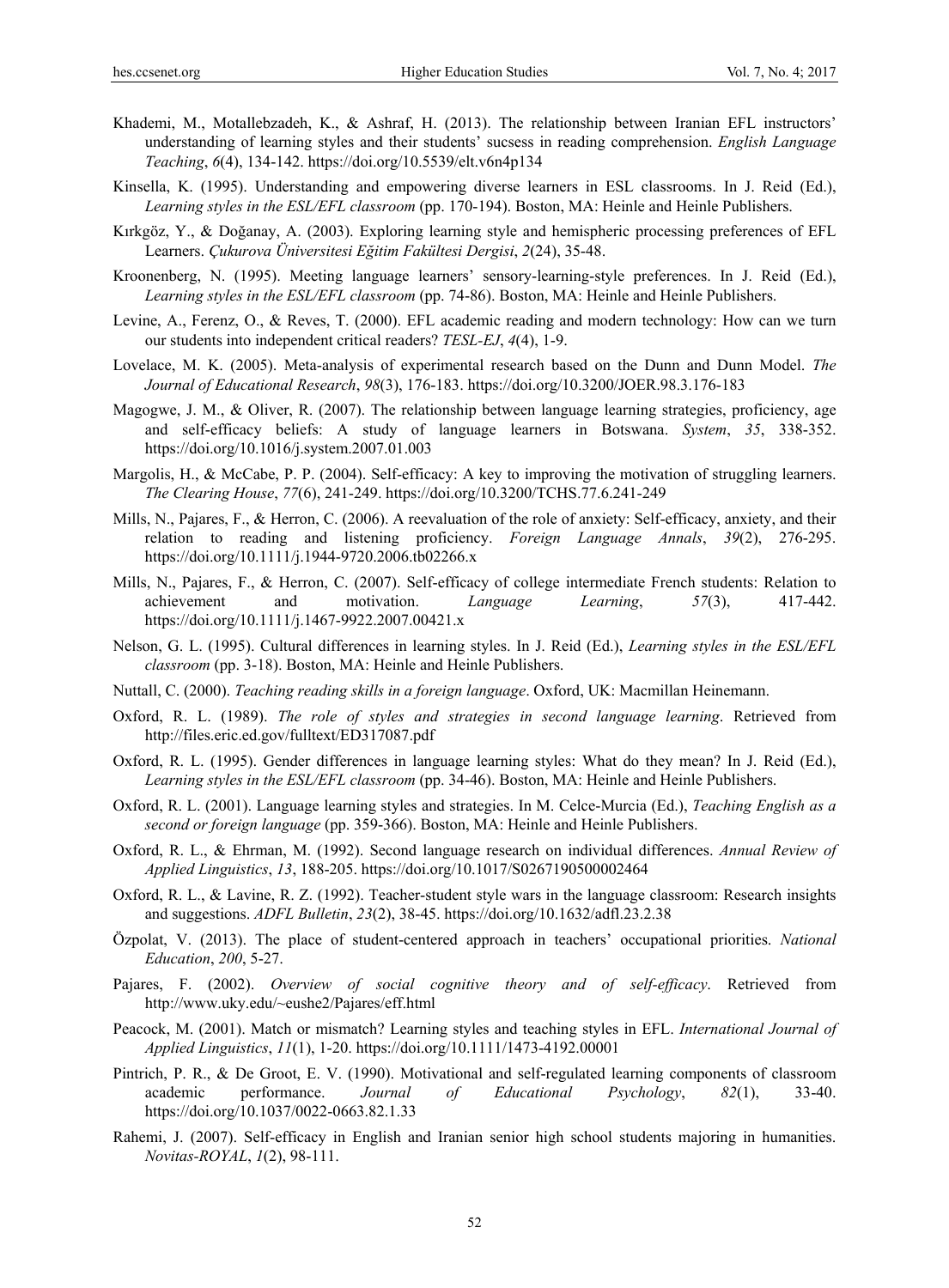Khademi, M., Motallebzadeh, K., & Ashraf, H. (2013). The relationship between Iranian EFL instructors' understanding of learning styles and their students' sucsess in reading comprehension. *English Language Teaching*, *6*(4), 134-142. https://doi.org/10.5539/elt.v6n4p134

Kinsella, K. (1995). Understanding and empowering diverse learners in ESL classrooms. In J. Reid (Ed.), *Learning styles in the ESL/EFL classroom* (pp. 170-194). Boston, MA: Heinle and Heinle Publishers.

Kırkgöz, Y., & Doğanay, A. (2003). Exploring learning style and hemispheric processing preferences of EFL Learners. *Çukurova Üniversitesi Eğitim Fakültesi Dergisi*, *2*(24), 35-48.

Kroonenberg, N. (1995). Meeting language learners' sensory-learning-style preferences. In J. Reid (Ed.), *Learning styles in the ESL/EFL classroom* (pp. 74-86). Boston, MA: Heinle and Heinle Publishers.

Levine, A., Ferenz, O., & Reves, T. (2000). EFL academic reading and modern technology: How can we turn our students into independent critical readers? *TESL-EJ*, *4*(4), 1-9.

Lovelace, M. K. (2005). Meta-analysis of experimental research based on the Dunn and Dunn Model. *The Journal of Educational Research*, *98*(3), 176-183. https://doi.org/10.3200/JOER.98.3.176-183

Magogwe, J. M., & Oliver, R. (2007). The relationship between language learning strategies, proficiency, age and self-efficacy beliefs: A study of language learners in Botswana. *System*, *35*, 338-352. https://doi.org/10.1016/j.system.2007.01.003

Margolis, H., & McCabe, P. P. (2004). Self-efficacy: A key to improving the motivation of struggling learners. *The Clearing House*, *77*(6), 241-249. https://doi.org/10.3200/TCHS.77.6.241-249

Mills, N., Pajares, F., & Herron, C. (2006). A reevaluation of the role of anxiety: Self-efficacy, anxiety, and their relation to reading and listening proficiency. *Foreign Language Annals*, *39*(2), 276-295. https://doi.org/10.1111/j.1944-9720.2006.tb02266.x

Mills, N., Pajares, F., & Herron, C. (2007). Self-efficacy of college intermediate French students: Relation to achievement and motivation. *Language Learning*, *57*(3), 417-442. https://doi.org/10.1111/j.1467-9922.2007.00421.x

Nelson, G. L. (1995). Cultural differences in learning styles. In J. Reid (Ed.), *Learning styles in the ESL/EFL classroom* (pp. 3-18). Boston, MA: Heinle and Heinle Publishers.

Nuttall, C. (2000). *Teaching reading skills in a foreign language*. Oxford, UK: Macmillan Heinemann.

Oxford, R. L. (1989). *The role of styles and strategies in second language learning*. Retrieved from http://files.eric.ed.gov/fulltext/ED317087.pdf

Oxford, R. L. (1995). Gender differences in language learning styles: What do they mean? In J. Reid (Ed.), *Learning styles in the ESL/EFL classroom* (pp. 34-46). Boston, MA: Heinle and Heinle Publishers.

Oxford, R. L. (2001). Language learning styles and strategies. In M. Celce-Murcia (Ed.), *Teaching English as a second or foreign language* (pp. 359-366). Boston, MA: Heinle and Heinle Publishers.

Oxford, R. L., & Ehrman, M. (1992). Second language research on individual differences. *Annual Review of Applied Linguistics*, *13*, 188-205. https://doi.org/10.1017/S0267190500002464

Oxford, R. L., & Lavine, R. Z. (1992). Teacher-student style wars in the language classroom: Research insights and suggestions. *ADFL Bulletin*, *23*(2), 38-45. https://doi.org/10.1632/adfl.23.2.38

Özpolat, V. (2013). The place of student-centered approach in teachers' occupational priorities. *National Education*, *200*, 5-27.

Pajares, F. (2002). *Overview of social cognitive theory and of self-efficacy*. Retrieved from http://www.uky.edu/~eushe2/Pajares/eff.html

Peacock, M. (2001). Match or mismatch? Learning styles and teaching styles in EFL. *International Journal of Applied Linguistics*, *11*(1), 1-20. https://doi.org/10.1111/1473-4192.00001

Pintrich, P. R., & De Groot, E. V. (1990). Motivational and self-regulated learning components of classroom academic performance. *Journal of Educational Psychology*, *82*(1), 33-40. https://doi.org/10.1037/0022-0663.82.1.33

Rahemi, J. (2007). Self-efficacy in English and Iranian senior high school students majoring in humanities. *Novitas-ROYAL*, *1*(2), 98-111.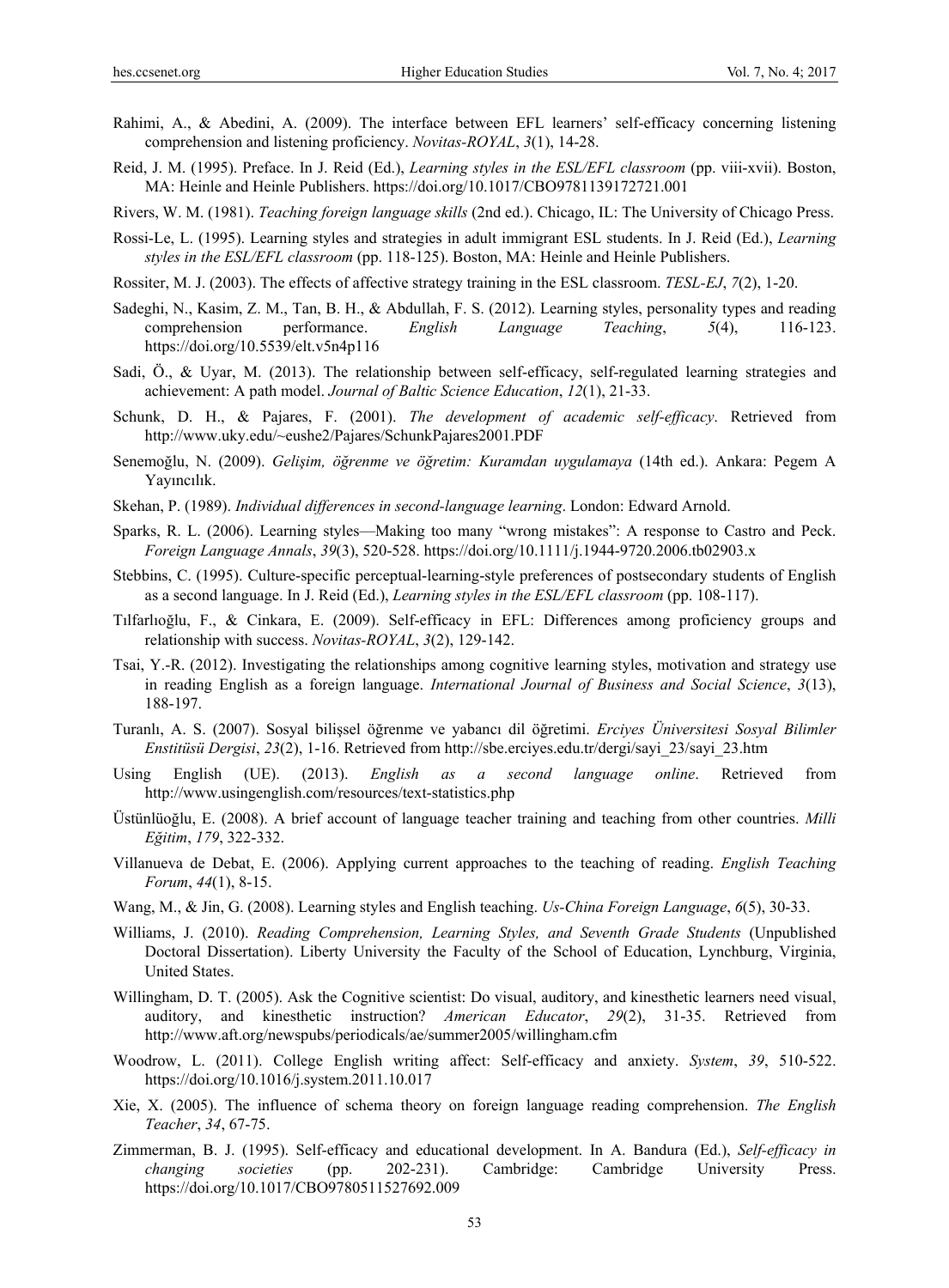Rahimi, A., & Abedini, A. (2009). The interface between EFL learners' self-efficacy concerning listening comprehension and listening proficiency. *Novitas-ROYAL*, *3*(1), 14-28.

Reid, J. M. (1995). Preface. In J. Reid (Ed.), *Learning styles in the ESL/EFL classroom* (pp. viii-xvii). Boston, MA: Heinle and Heinle Publishers. https://doi.org/10.1017/CBO9781139172721.001

Rivers, W. M. (1981). *Teaching foreign language skills* (2nd ed.). Chicago, IL: The University of Chicago Press.

Rossi-Le, L. (1995). Learning styles and strategies in adult immigrant ESL students. In J. Reid (Ed.), *Learning styles in the ESL/EFL classroom* (pp. 118-125). Boston, MA: Heinle and Heinle Publishers.

Rossiter, M. J. (2003). The effects of affective strategy training in the ESL classroom. *TESL-EJ*, *7*(2), 1-20.

Sadeghi, N., Kasim, Z. M., Tan, B. H., & Abdullah, F. S. (2012). Learning styles, personality types and reading comprehension performance. *English Language Teaching*, *5*(4), 116-123. https://doi.org/10.5539/elt.v5n4p116

Sadi, Ö., & Uyar, M. (2013). The relationship between self-efficacy, self-regulated learning strategies and achievement: A path model. *Journal of Baltic Science Education*, *12*(1), 21-33.

Schunk, D. H., & Pajares, F. (2001). *The development of academic self-efficacy*. Retrieved from http://www.uky.edu/~eushe2/Pajares/SchunkPajares2001.PDF

Senemoğlu, N. (2009). *Gelişim, öğrenme ve öğretim: Kuramdan uygulamaya* (14th ed.). Ankara: Pegem A Yayıncılık.

Skehan, P. (1989). *Individual differences in second-language learning*. London: Edward Arnold.

Sparks, R. L. (2006). Learning styles—Making too many "wrong mistakes": A response to Castro and Peck. *Foreign Language Annals*, *39*(3), 520-528. https://doi.org/10.1111/j.1944-9720.2006.tb02903.x

Stebbins, C. (1995). Culture-specific perceptual-learning-style preferences of postsecondary students of English as a second language. In J. Reid (Ed.), *Learning styles in the ESL/EFL classroom* (pp. 108-117).

Tılfarlıoğlu, F., & Cinkara, E. (2009). Self-efficacy in EFL: Differences among proficiency groups and relationship with success. *Novitas-ROYAL*, *3*(2), 129-142.

Tsai, Y.-R. (2012). Investigating the relationships among cognitive learning styles, motivation and strategy use in reading English as a foreign language. *International Journal of Business and Social Science*, *3*(13), 188-197.

Turanlı, A. S. (2007). Sosyal bilişsel öğrenme ve yabancı dil öğretimi. *Erciyes Üniversitesi Sosyal Bilimler Enstitüsü Dergisi*, *23*(2), 1-16. Retrieved from http://sbe.erciyes.edu.tr/dergi/sayi_23/sayi_23.htm

Using English (UE). (2013). *English as a second language online*. Retrieved from http://www.usingenglish.com/resources/text-statistics.php

Üstünlüoğlu, E. (2008). A brief account of language teacher training and teaching from other countries. *Milli Eğitim*, *179*, 322-332.

Villanueva de Debat, E. (2006). Applying current approaches to the teaching of reading. *English Teaching Forum*, *44*(1), 8-15.

Wang, M., & Jin, G. (2008). Learning styles and English teaching. *Us-China Foreign Language*, *6*(5), 30-33.

Williams, J. (2010). *Reading Comprehension, Learning Styles, and Seventh Grade Students* (Unpublished Doctoral Dissertation). Liberty University the Faculty of the School of Education, Lynchburg, Virginia, United States.

Willingham, D. T. (2005). Ask the Cognitive scientist: Do visual, auditory, and kinesthetic learners need visual, auditory, and kinesthetic instruction? *American Educator*, *29*(2), 31-35. Retrieved from http://www.aft.org/newspubs/periodicals/ae/summer2005/willingham.cfm

Woodrow, L. (2011). College English writing affect: Self-efficacy and anxiety. *System*, *39*, 510-522. https://doi.org/10.1016/j.system.2011.10.017

Xie, X. (2005). The influence of schema theory on foreign language reading comprehension. *The English Teacher*, *34*, 67-75.

Zimmerman, B. J. (1995). Self-efficacy and educational development. In A. Bandura (Ed.), *Self-efficacy in changing societies* (pp. 202-231). Cambridge: Cambridge University Press. https://doi.org/10.1017/CBO9780511527692.009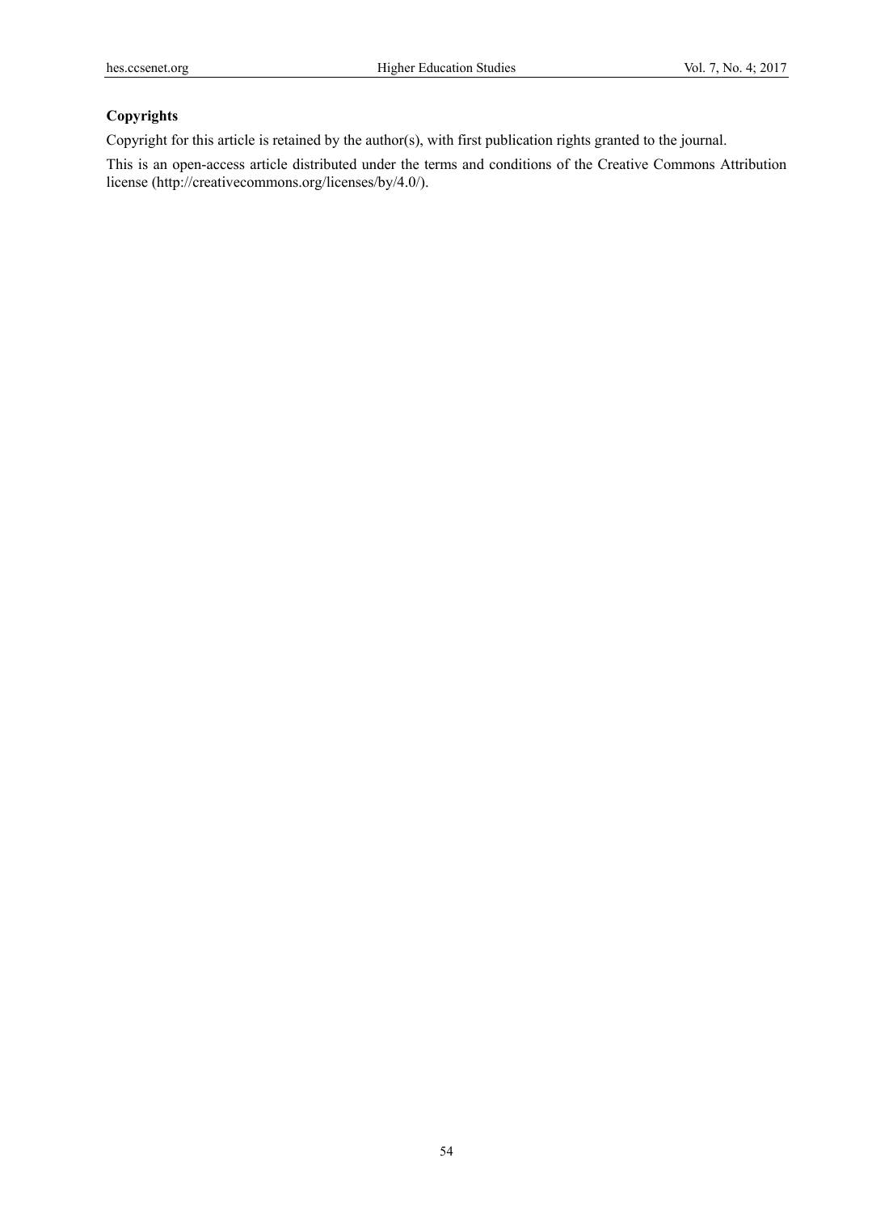**Copyrights**

Copyright for this article is retained by the author(s), with first publication rights granted to the journal.

This is an open-access article distributed under the terms and conditions of the Creative Commons Attribution license (http://creativecommons.org/licenses/by/4.0/).